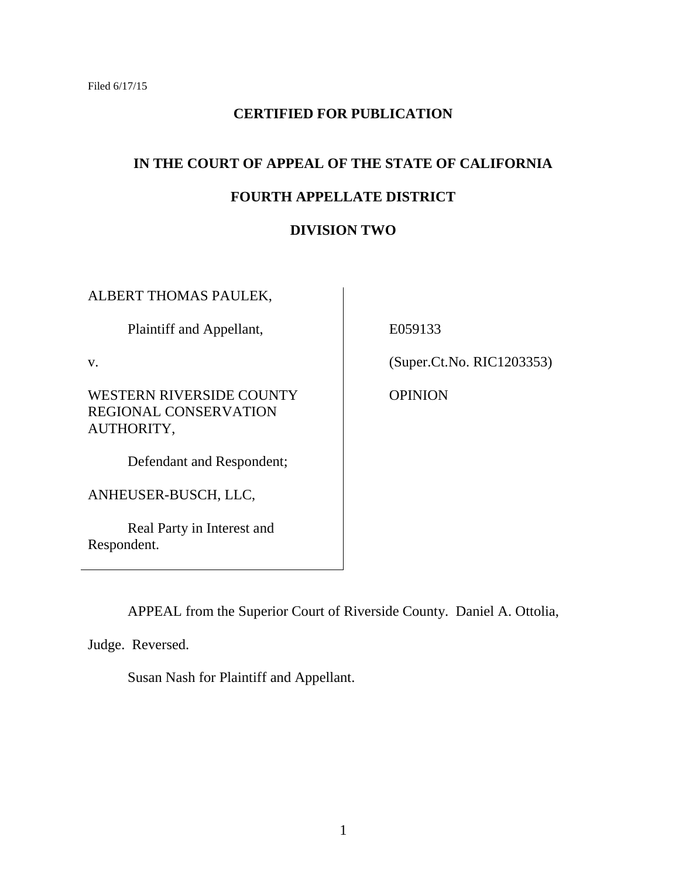Filed 6/17/15

**CERTIFIED FOR PUBLICATION**

**IN THE COURT OF APPEAL OF THE STATE OF CALIFORNIA**

**FOURTH APPELLATE DISTRICT**

**DIVISION TWO**

ALBERT THOMAS PAULEK,

Plaintiff and Appellant,

v.

WESTERN RIVERSIDE COUNTY REGIONAL CONSERVATION AUTHORITY,

Defendant and Respondent;

ANHEUSER-BUSCH, LLC,

Real Party in Interest and Respondent.

E059133

(Super.Ct.No. RIC1203353)

OPINION

APPEAL from the Superior Court of Riverside County. Daniel A. Ottolia, Judge. Reversed.

Susan Nash for Plaintiff and Appellant.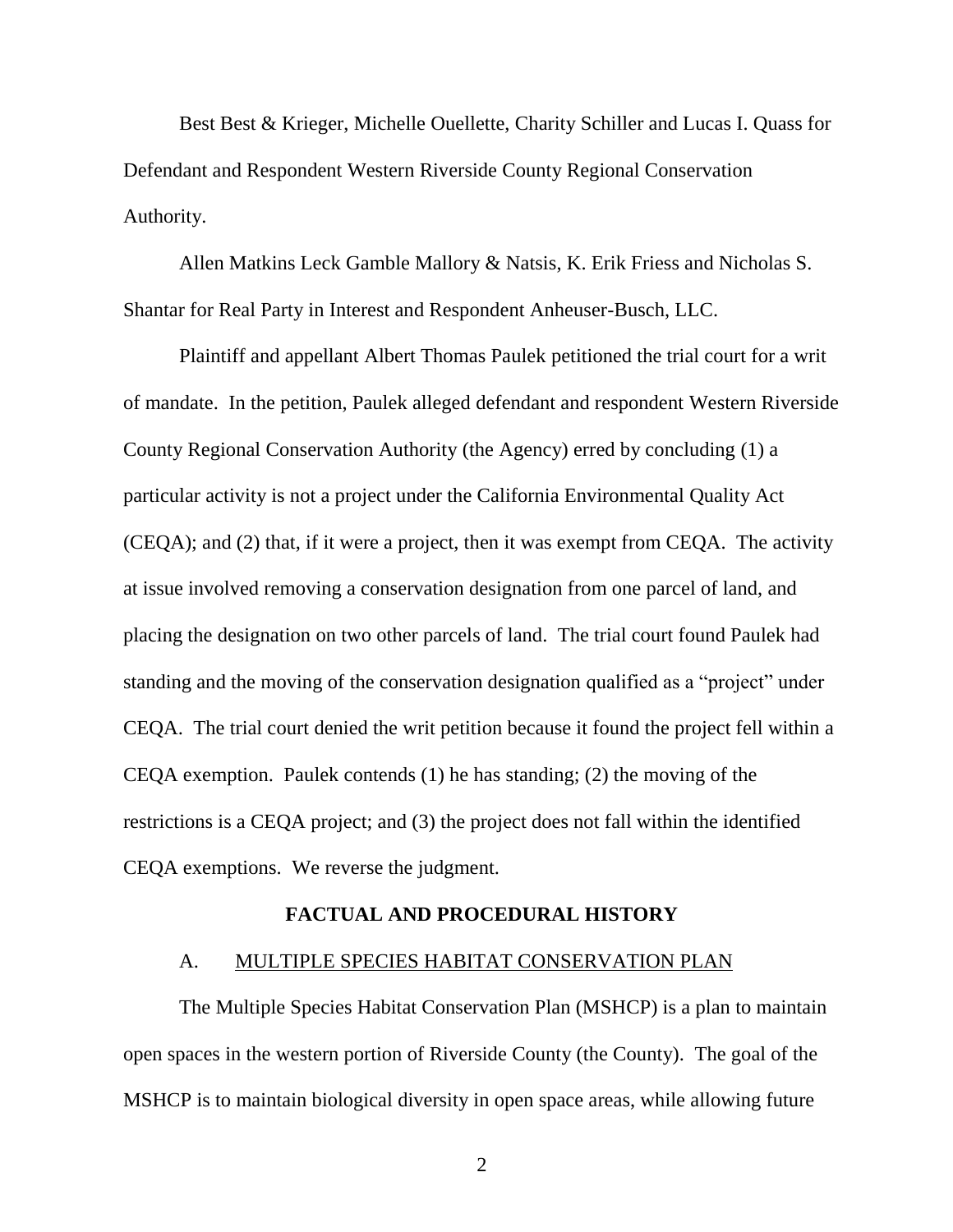Best Best & Krieger, Michelle Ouellette, Charity Schiller and Lucas I. Quass for Defendant and Respondent Western Riverside County Regional Conservation Authority.

Allen Matkins Leck Gamble Mallory & Natsis, K. Erik Friess and Nicholas S. Shantar for Real Party in Interest and Respondent Anheuser-Busch, LLC.

Plaintiff and appellant Albert Thomas Paulek petitioned the trial court for a writ of mandate. In the petition, Paulek alleged defendant and respondent Western Riverside County Regional Conservation Authority (the Agency) erred by concluding (1) a particular activity is not a project under the California Environmental Quality Act (CEQA); and (2) that, if it were a project, then it was exempt from CEQA. The activity at issue involved removing a conservation designation from one parcel of land, and placing the designation on two other parcels of land. The trial court found Paulek had standing and the moving of the conservation designation qualified as a "project" under CEQA. The trial court denied the writ petition because it found the project fell within a CEQA exemption. Paulek contends (1) he has standing; (2) the moving of the restrictions is a CEQA project; and (3) the project does not fall within the identified CEQA exemptions. We reverse the judgment.

## FACTUAL AND PROCEDURAL HISTORY

### A. MULTIPLE SPECIES HABITAT CONSERVATION PLAN

The Multiple Species Habitat Conservation Plan (MSHCP) is a plan to maintain open spaces in the western portion of Riverside County (the County). The goal of the MSHCP is to maintain biological diversity in open space areas, while allowing future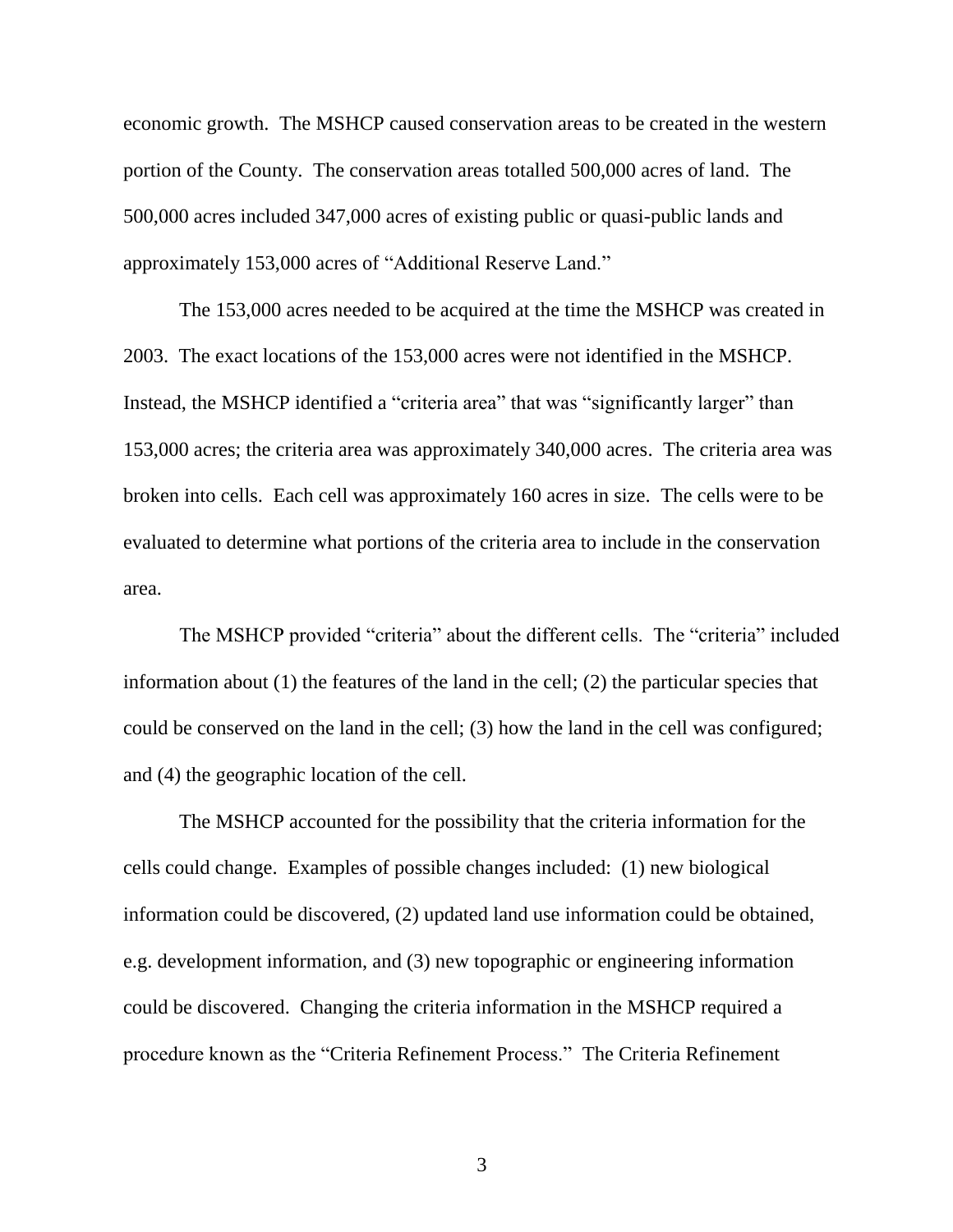economic growth. The MSHCP caused conservation areas to be created in the western portion of the County. The conservation areas totalled 500,000 acres of land. The 500,000 acres included 347,000 acres of existing public or quasi-public lands and approximately 153,000 acres of "Additional Reserve Land."

The 153,000 acres needed to be acquired at the time the MSHCP was created in 2003. The exact locations of the 153,000 acres were not identified in the MSHCP. Instead, the MSHCP identified a "criteria area" that was "significantly larger" than 153,000 acres; the criteria area was approximately 340,000 acres. The criteria area was broken into cells. Each cell was approximately 160 acres in size. The cells were to be evaluated to determine what portions of the criteria area to include in the conservation area.

The MSHCP provided "criteria" about the different cells. The "criteria" included information about (1) the features of the land in the cell; (2) the particular species that could be conserved on the land in the cell; (3) how the land in the cell was configured; and (4) the geographic location of the cell.

The MSHCP accounted for the possibility that the criteria information for the cells could change. Examples of possible changes included: (1) new biological information could be discovered, (2) updated land use information could be obtained, e.g. development information, and (3) new topographic or engineering information could be discovered. Changing the criteria information in the MSHCP required a procedure known as the "Criteria Refinement Process." The Criteria Refinement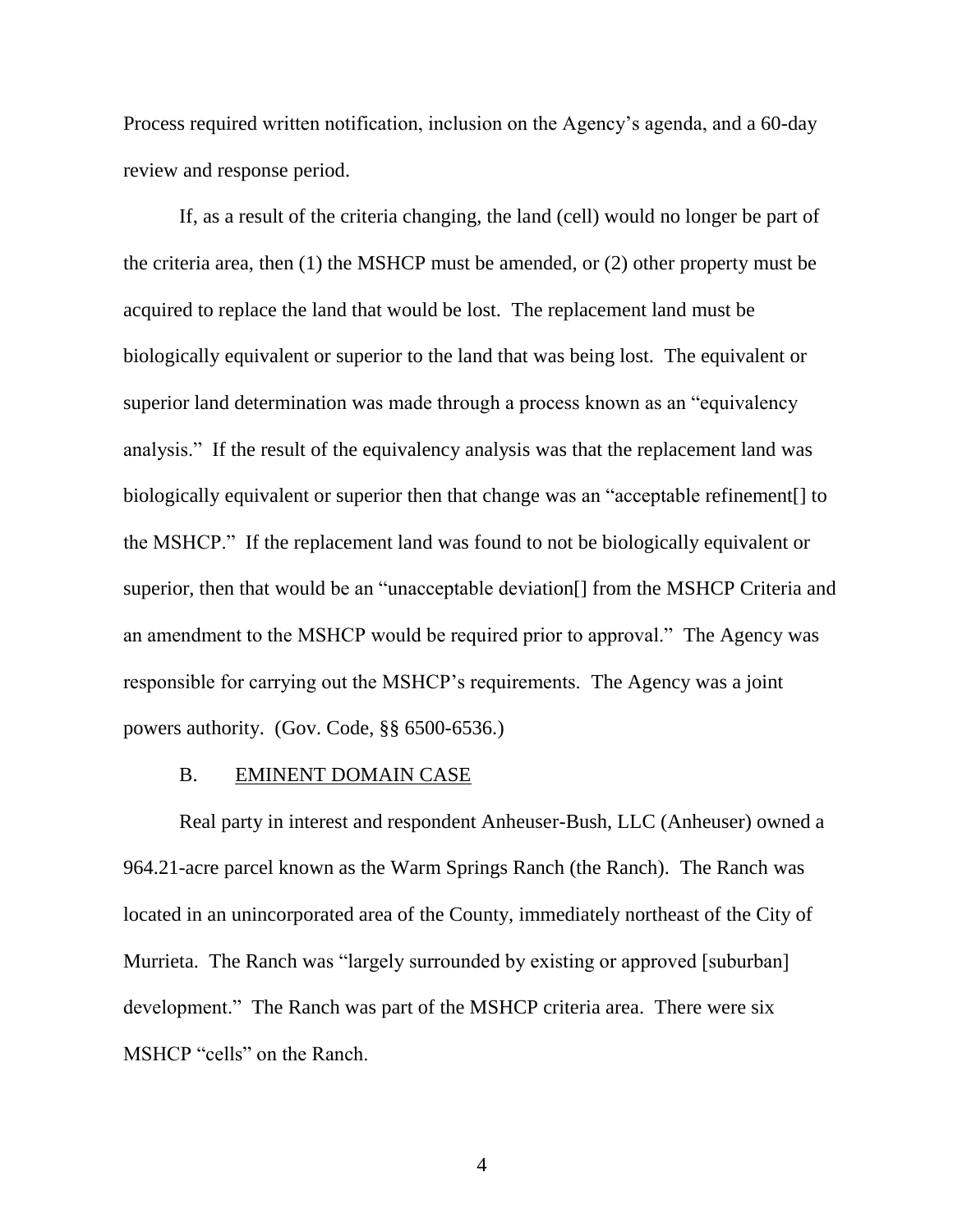Process required written notification, inclusion on the Agency's agenda, and a 60-day review and response period.

If, as a result of the criteria changing, the land (cell) would no longer be part of the criteria area, then (1) the MSHCP must be amended, or (2) other property must be acquired to replace the land that would be lost. The replacement land must be biologically equivalent or superior to the land that was being lost. The equivalent or superior land determination was made through a process known as an "equivalency analysis." If the result of the equivalency analysis was that the replacement land was biologically equivalent or superior then that change was an "acceptable refinement[] to the MSHCP." If the replacement land was found to not be biologically equivalent or superior, then that would be an "unacceptable deviation[] from the MSHCP Criteria and an amendment to the MSHCP would be required prior to approval." The Agency was responsible for carrying out the MSHCP's requirements. The Agency was a joint powers authority. (Gov. Code, §§ 6500-6536.)

### B. EMINENT DOMAIN CASE

Real party in interest and respondent Anheuser-Bush, LLC (Anheuser) owned a 964.21-acre parcel known as the Warm Springs Ranch (the Ranch). The Ranch was located in an unincorporated area of the County, immediately northeast of the City of Murrieta. The Ranch was "largely surrounded by existing or approved [suburban] development." The Ranch was part of the MSHCP criteria area. There were six MSHCP "cells" on the Ranch.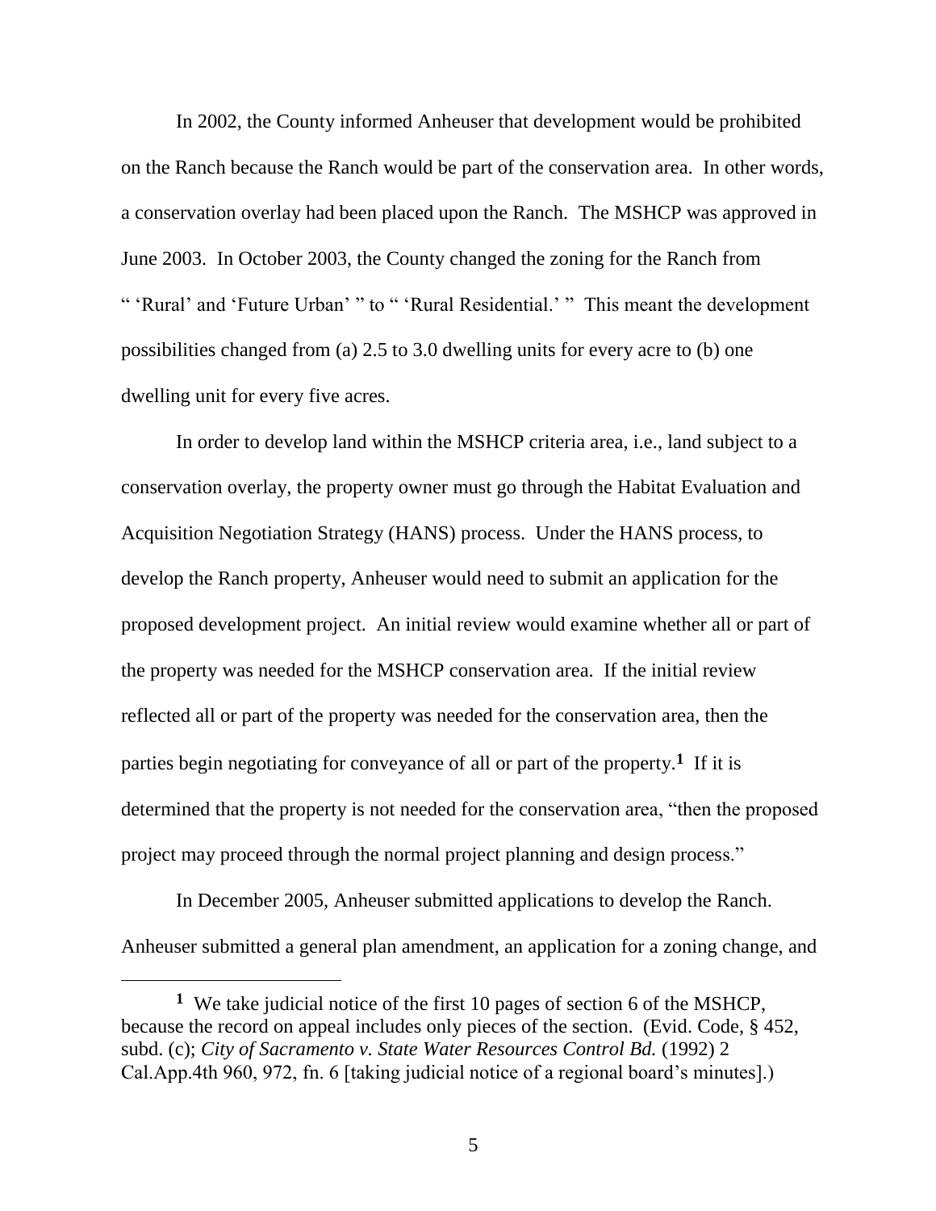In 2002, the County informed Anheuser that development would be prohibited on the Ranch because the Ranch would be part of the conservation area. In other words, a conservation overlay had been placed upon the Ranch. The MSHCP was approved in June 2003. In October 2003, the County changed the zoning for the Ranch from " 'Rural' and 'Future Urban' " to " 'Rural Residential.' " This meant the development possibilities changed from (a) 2.5 to 3.0 dwelling units for every acre to (b) one dwelling unit for every five acres.

In order to develop land within the MSHCP criteria area, i.e., land subject to a conservation overlay, the property owner must go through the Habitat Evaluation and Acquisition Negotiation Strategy (HANS) process. Under the HANS process, to develop the Ranch property, Anheuser would need to submit an application for the proposed development project. An initial review would examine whether all or part of the property was needed for the MSHCP conservation area. If the initial review reflected all or part of the property was needed for the conservation area, then the parties begin negotiating for conveyance of all or part of the property.[1] If it is determined that the property is not needed for the conservation area, "then the proposed project may proceed through the normal project planning and design process."

In December 2005, Anheuser submitted applications to develop the Ranch. Anheuser submitted a general plan amendment, an application for a zoning change, and

---

[1] We take judicial notice of the first 10 pages of section 6 of the MSHCP, because the record on appeal includes only pieces of the section. (Evid. Code, § 452, subd. (c); *City of Sacramento v. State Water Resources Control Bd.* (1992) 2 Cal.App.4th 960, 972, fn. 6 [taking judicial notice of a regional board's minutes].)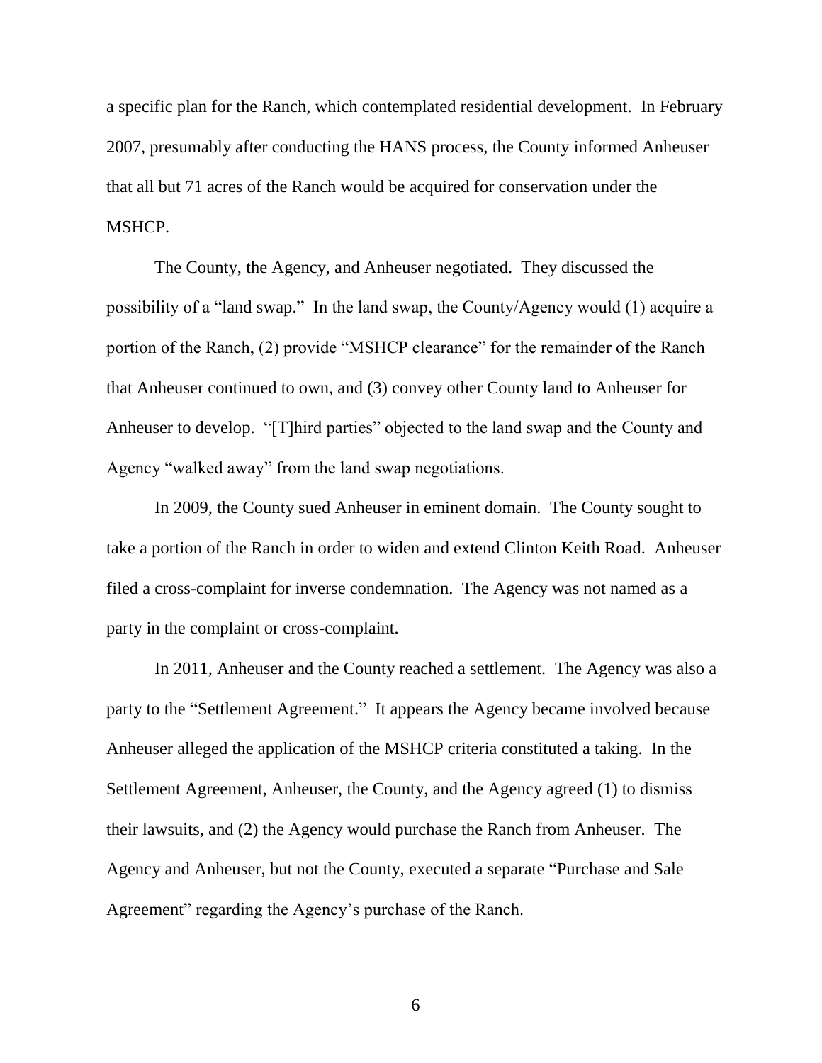a specific plan for the Ranch, which contemplated residential development. In February 2007, presumably after conducting the HANS process, the County informed Anheuser that all but 71 acres of the Ranch would be acquired for conservation under the MSHCP.

The County, the Agency, and Anheuser negotiated. They discussed the possibility of a "land swap." In the land swap, the County/Agency would (1) acquire a portion of the Ranch, (2) provide "MSHCP clearance" for the remainder of the Ranch that Anheuser continued to own, and (3) convey other County land to Anheuser for Anheuser to develop. "[T]hird parties" objected to the land swap and the County and Agency "walked away" from the land swap negotiations.

In 2009, the County sued Anheuser in eminent domain. The County sought to take a portion of the Ranch in order to widen and extend Clinton Keith Road. Anheuser filed a cross-complaint for inverse condemnation. The Agency was not named as a party in the complaint or cross-complaint.

In 2011, Anheuser and the County reached a settlement. The Agency was also a party to the "Settlement Agreement." It appears the Agency became involved because Anheuser alleged the application of the MSHCP criteria constituted a taking. In the Settlement Agreement, Anheuser, the County, and the Agency agreed (1) to dismiss their lawsuits, and (2) the Agency would purchase the Ranch from Anheuser. The Agency and Anheuser, but not the County, executed a separate "Purchase and Sale Agreement" regarding the Agency's purchase of the Ranch.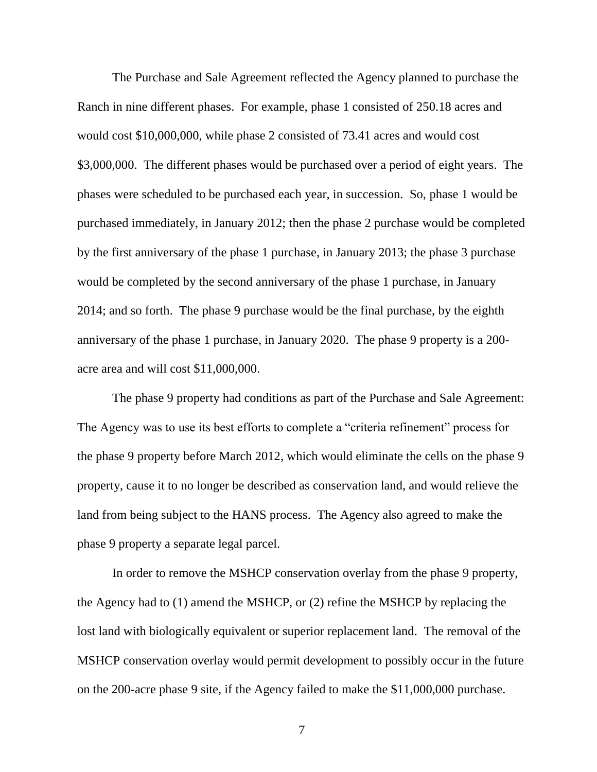The Purchase and Sale Agreement reflected the Agency planned to purchase the Ranch in nine different phases. For example, phase 1 consisted of 250.18 acres and would cost $10,000,000, while phase 2 consisted of 73.41 acres and would cost $3,000,000. The different phases would be purchased over a period of eight years. The phases were scheduled to be purchased each year, in succession. So, phase 1 would be purchased immediately, in January 2012; then the phase 2 purchase would be completed by the first anniversary of the phase 1 purchase, in January 2013; the phase 3 purchase would be completed by the second anniversary of the phase 1 purchase, in January 2014; and so forth. The phase 9 purchase would be the final purchase, by the eighth anniversary of the phase 1 purchase, in January 2020. The phase 9 property is a 200-acre area and will cost $11,000,000.

The phase 9 property had conditions as part of the Purchase and Sale Agreement: The Agency was to use its best efforts to complete a "criteria refinement" process for the phase 9 property before March 2012, which would eliminate the cells on the phase 9 property, cause it to no longer be described as conservation land, and would relieve the land from being subject to the HANS process. The Agency also agreed to make the phase 9 property a separate legal parcel.

In order to remove the MSHCP conservation overlay from the phase 9 property, the Agency had to (1) amend the MSHCP, or (2) refine the MSHCP by replacing the lost land with biologically equivalent or superior replacement land. The removal of the MSHCP conservation overlay would permit development to possibly occur in the future on the 200-acre phase 9 site, if the Agency failed to make the $11,000,000 purchase.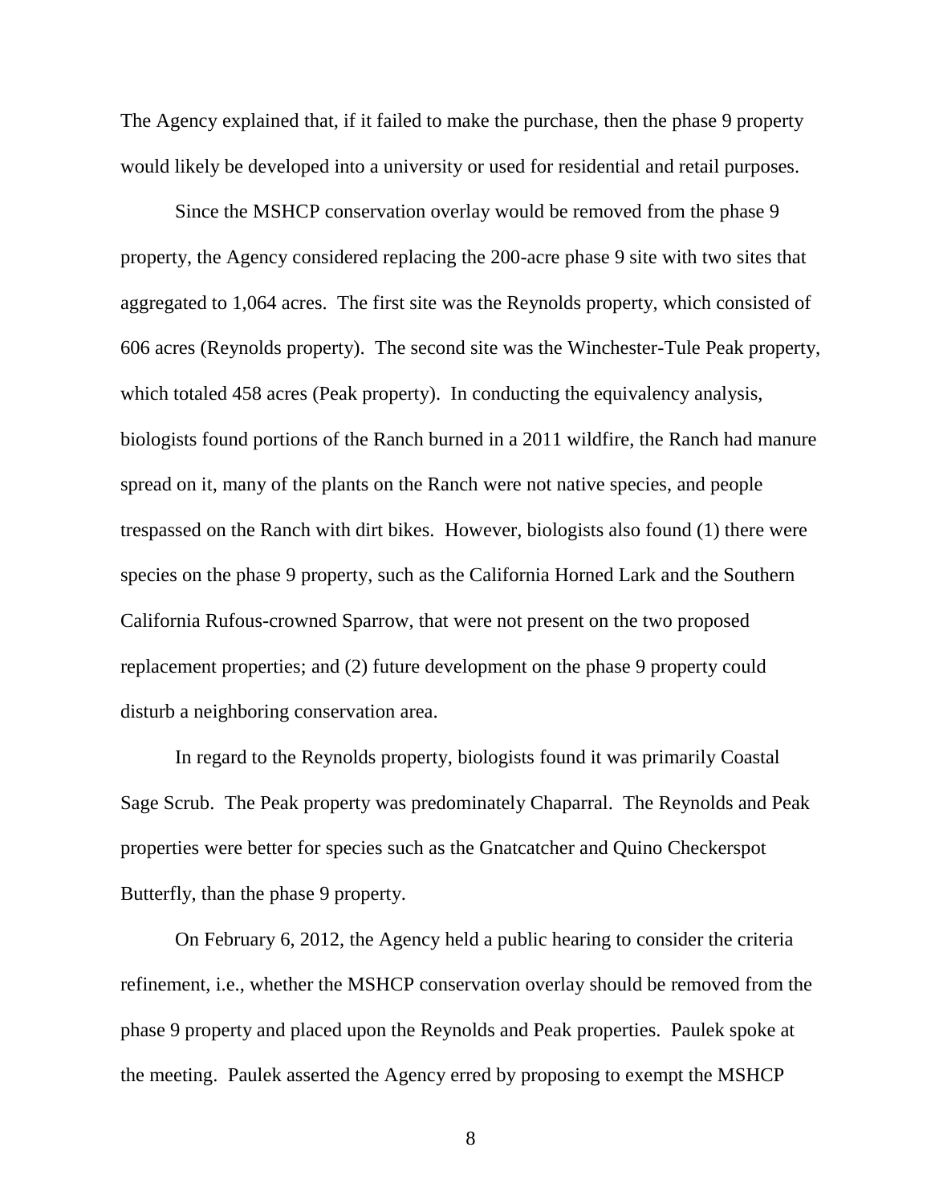The Agency explained that, if it failed to make the purchase, then the phase 9 property would likely be developed into a university or used for residential and retail purposes.

Since the MSHCP conservation overlay would be removed from the phase 9 property, the Agency considered replacing the 200-acre phase 9 site with two sites that aggregated to 1,064 acres. The first site was the Reynolds property, which consisted of 606 acres (Reynolds property). The second site was the Winchester-Tule Peak property, which totaled 458 acres (Peak property). In conducting the equivalency analysis, biologists found portions of the Ranch burned in a 2011 wildfire, the Ranch had manure spread on it, many of the plants on the Ranch were not native species, and people trespassed on the Ranch with dirt bikes. However, biologists also found (1) there were species on the phase 9 property, such as the California Horned Lark and the Southern California Rufous-crowned Sparrow, that were not present on the two proposed replacement properties; and (2) future development on the phase 9 property could disturb a neighboring conservation area.

In regard to the Reynolds property, biologists found it was primarily Coastal Sage Scrub. The Peak property was predominately Chaparral. The Reynolds and Peak properties were better for species such as the Gnatcatcher and Quino Checkerspot Butterfly, than the phase 9 property.

On February 6, 2012, the Agency held a public hearing to consider the criteria refinement, i.e., whether the MSHCP conservation overlay should be removed from the phase 9 property and placed upon the Reynolds and Peak properties. Paulek spoke at the meeting. Paulek asserted the Agency erred by proposing to exempt the MSHCP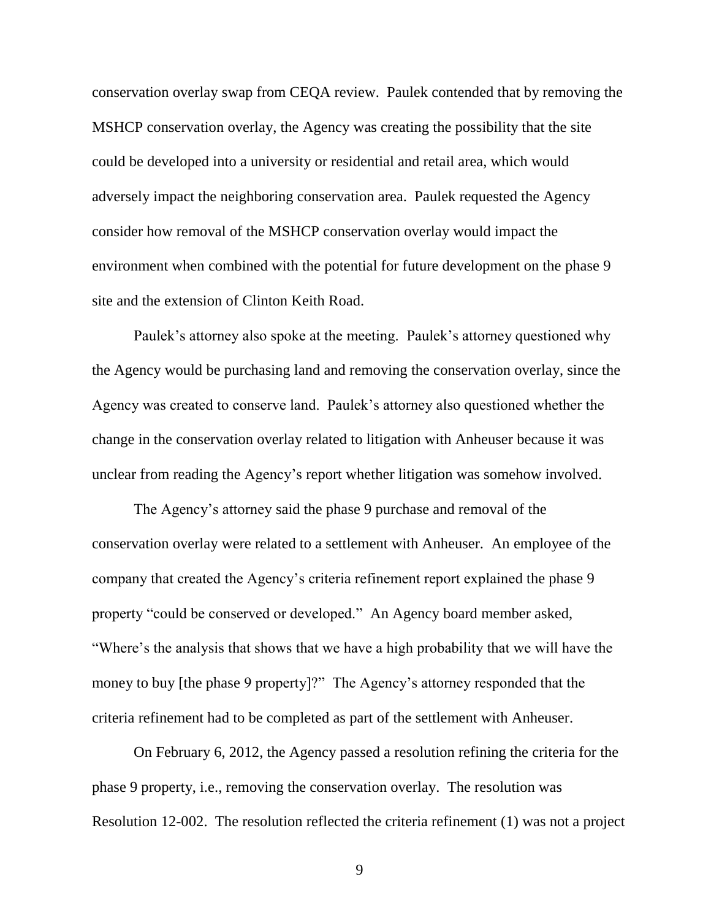conservation overlay swap from CEQA review. Paulek contended that by removing the MSHCP conservation overlay, the Agency was creating the possibility that the site could be developed into a university or residential and retail area, which would adversely impact the neighboring conservation area. Paulek requested the Agency consider how removal of the MSHCP conservation overlay would impact the environment when combined with the potential for future development on the phase 9 site and the extension of Clinton Keith Road.

Paulek's attorney also spoke at the meeting. Paulek's attorney questioned why the Agency would be purchasing land and removing the conservation overlay, since the Agency was created to conserve land. Paulek's attorney also questioned whether the change in the conservation overlay related to litigation with Anheuser because it was unclear from reading the Agency's report whether litigation was somehow involved.

The Agency's attorney said the phase 9 purchase and removal of the conservation overlay were related to a settlement with Anheuser. An employee of the company that created the Agency's criteria refinement report explained the phase 9 property "could be conserved or developed." An Agency board member asked, "Where's the analysis that shows that we have a high probability that we will have the money to buy [the phase 9 property]?" The Agency's attorney responded that the criteria refinement had to be completed as part of the settlement with Anheuser.

On February 6, 2012, the Agency passed a resolution refining the criteria for the phase 9 property, i.e., removing the conservation overlay. The resolution was Resolution 12-002. The resolution reflected the criteria refinement (1) was not a project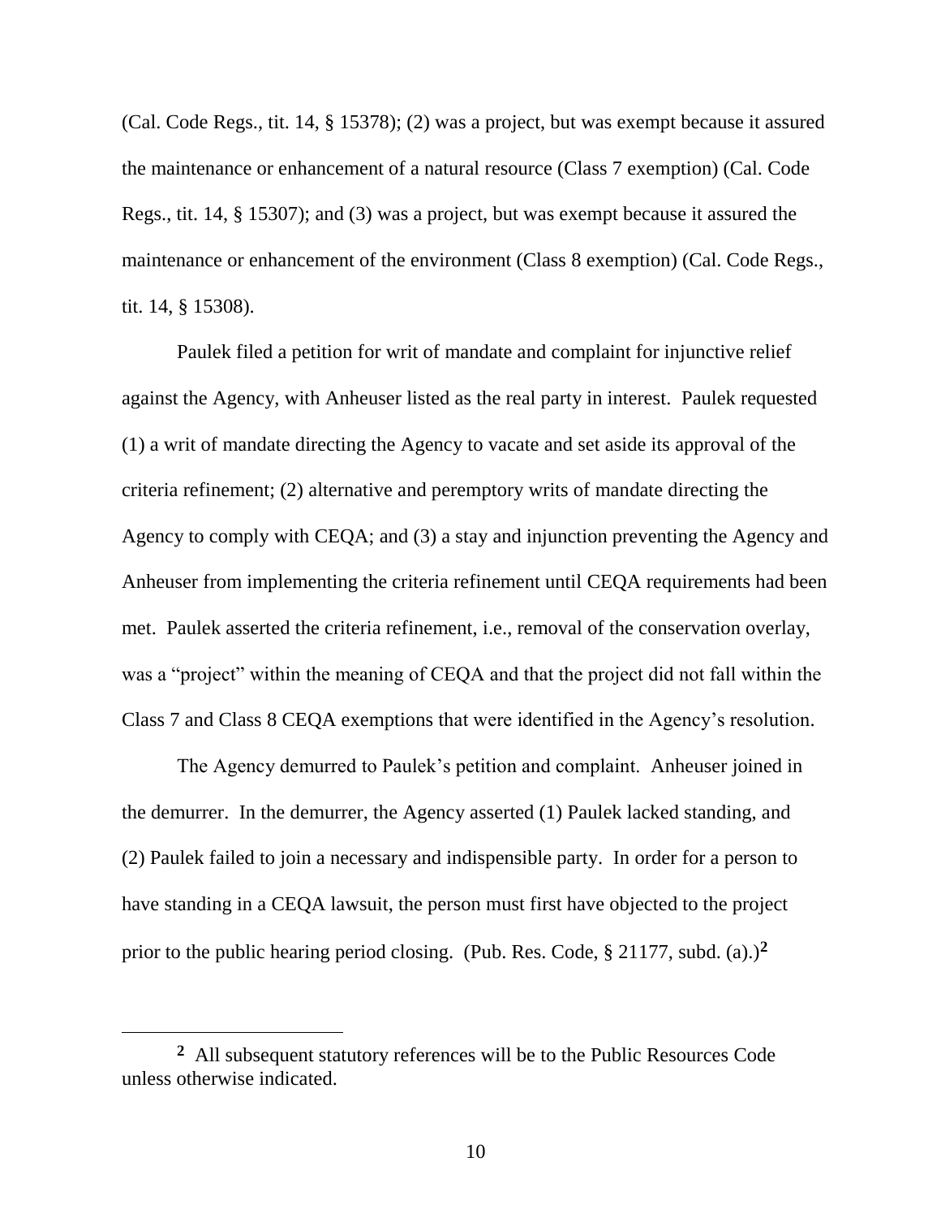(Cal. Code Regs., tit. 14, § 15378); (2) was a project, but was exempt because it assured the maintenance or enhancement of a natural resource (Class 7 exemption) (Cal. Code Regs., tit. 14, § 15307); and (3) was a project, but was exempt because it assured the maintenance or enhancement of the environment (Class 8 exemption) (Cal. Code Regs., tit. 14, § 15308).

Paulek filed a petition for writ of mandate and complaint for injunctive relief against the Agency, with Anheuser listed as the real party in interest. Paulek requested (1) a writ of mandate directing the Agency to vacate and set aside its approval of the criteria refinement; (2) alternative and peremptory writs of mandate directing the Agency to comply with CEQA; and (3) a stay and injunction preventing the Agency and Anheuser from implementing the criteria refinement until CEQA requirements had been met. Paulek asserted the criteria refinement, i.e., removal of the conservation overlay, was a "project" within the meaning of CEQA and that the project did not fall within the Class 7 and Class 8 CEQA exemptions that were identified in the Agency's resolution.

The Agency demurred to Paulek's petition and complaint. Anheuser joined in the demurrer. In the demurrer, the Agency asserted (1) Paulek lacked standing, and (2) Paulek failed to join a necessary and indispensible party. In order for a person to have standing in a CEQA lawsuit, the person must first have objected to the project prior to the public hearing period closing. (Pub. Res. Code, § 21177, subd. (a).)[2]

[2] All subsequent statutory references will be to the Public Resources Code unless otherwise indicated.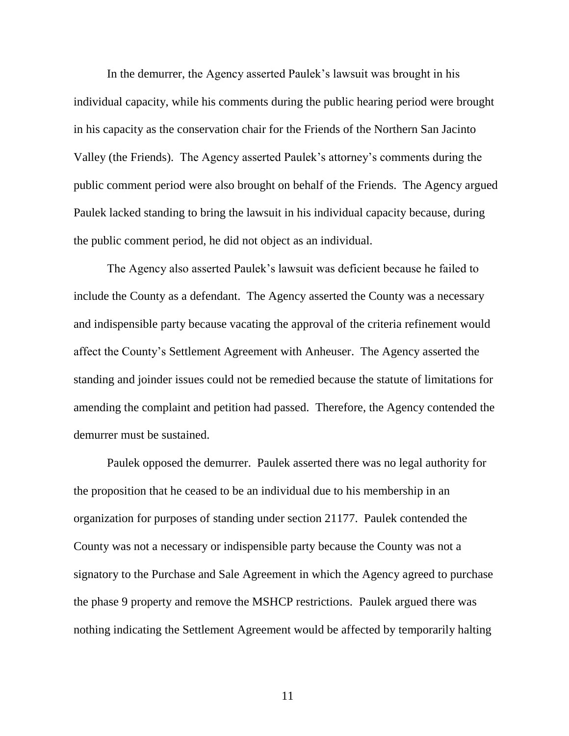In the demurrer, the Agency asserted Paulek's lawsuit was brought in his individual capacity, while his comments during the public hearing period were brought in his capacity as the conservation chair for the Friends of the Northern San Jacinto Valley (the Friends). The Agency asserted Paulek's attorney's comments during the public comment period were also brought on behalf of the Friends. The Agency argued Paulek lacked standing to bring the lawsuit in his individual capacity because, during the public comment period, he did not object as an individual.

The Agency also asserted Paulek's lawsuit was deficient because he failed to include the County as a defendant. The Agency asserted the County was a necessary and indispensible party because vacating the approval of the criteria refinement would affect the County's Settlement Agreement with Anheuser. The Agency asserted the standing and joinder issues could not be remedied because the statute of limitations for amending the complaint and petition had passed. Therefore, the Agency contended the demurrer must be sustained.

Paulek opposed the demurrer. Paulek asserted there was no legal authority for the proposition that he ceased to be an individual due to his membership in an organization for purposes of standing under section 21177. Paulek contended the County was not a necessary or indispensible party because the County was not a signatory to the Purchase and Sale Agreement in which the Agency agreed to purchase the phase 9 property and remove the MSHCP restrictions. Paulek argued there was nothing indicating the Settlement Agreement would be affected by temporarily halting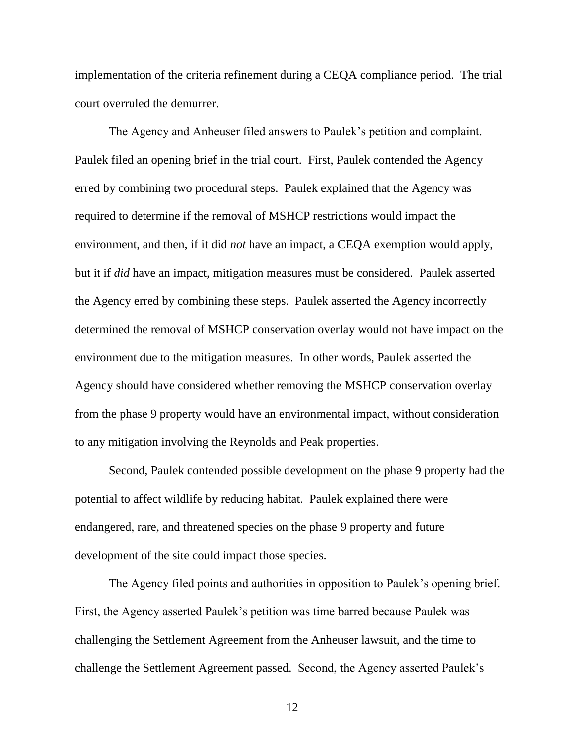implementation of the criteria refinement during a CEQA compliance period. The trial court overruled the demurrer.

The Agency and Anheuser filed answers to Paulek's petition and complaint. Paulek filed an opening brief in the trial court. First, Paulek contended the Agency erred by combining two procedural steps. Paulek explained that the Agency was required to determine if the removal of MSHCP restrictions would impact the environment, and then, if it did *not* have an impact, a CEQA exemption would apply, but it if *did* have an impact, mitigation measures must be considered. Paulek asserted the Agency erred by combining these steps. Paulek asserted the Agency incorrectly determined the removal of MSHCP conservation overlay would not have impact on the environment due to the mitigation measures. In other words, Paulek asserted the Agency should have considered whether removing the MSHCP conservation overlay from the phase 9 property would have an environmental impact, without consideration to any mitigation involving the Reynolds and Peak properties.

Second, Paulek contended possible development on the phase 9 property had the potential to affect wildlife by reducing habitat. Paulek explained there were endangered, rare, and threatened species on the phase 9 property and future development of the site could impact those species.

The Agency filed points and authorities in opposition to Paulek's opening brief. First, the Agency asserted Paulek's petition was time barred because Paulek was challenging the Settlement Agreement from the Anheuser lawsuit, and the time to challenge the Settlement Agreement passed. Second, the Agency asserted Paulek's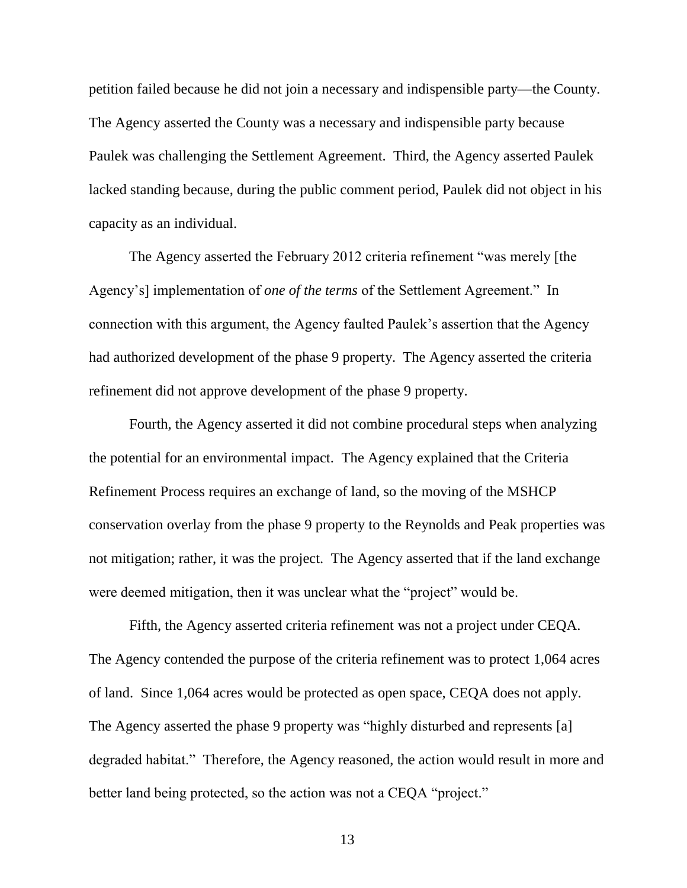petition failed because he did not join a necessary and indispensible party—the County. The Agency asserted the County was a necessary and indispensible party because Paulek was challenging the Settlement Agreement. Third, the Agency asserted Paulek lacked standing because, during the public comment period, Paulek did not object in his capacity as an individual.

The Agency asserted the February 2012 criteria refinement "was merely [the Agency's] implementation of *one of the terms* of the Settlement Agreement." In connection with this argument, the Agency faulted Paulek's assertion that the Agency had authorized development of the phase 9 property. The Agency asserted the criteria refinement did not approve development of the phase 9 property.

Fourth, the Agency asserted it did not combine procedural steps when analyzing the potential for an environmental impact. The Agency explained that the Criteria Refinement Process requires an exchange of land, so the moving of the MSHCP conservation overlay from the phase 9 property to the Reynolds and Peak properties was not mitigation; rather, it was the project. The Agency asserted that if the land exchange were deemed mitigation, then it was unclear what the "project" would be.

Fifth, the Agency asserted criteria refinement was not a project under CEQA. The Agency contended the purpose of the criteria refinement was to protect 1,064 acres of land. Since 1,064 acres would be protected as open space, CEQA does not apply. The Agency asserted the phase 9 property was "highly disturbed and represents [a] degraded habitat." Therefore, the Agency reasoned, the action would result in more and better land being protected, so the action was not a CEQA "project."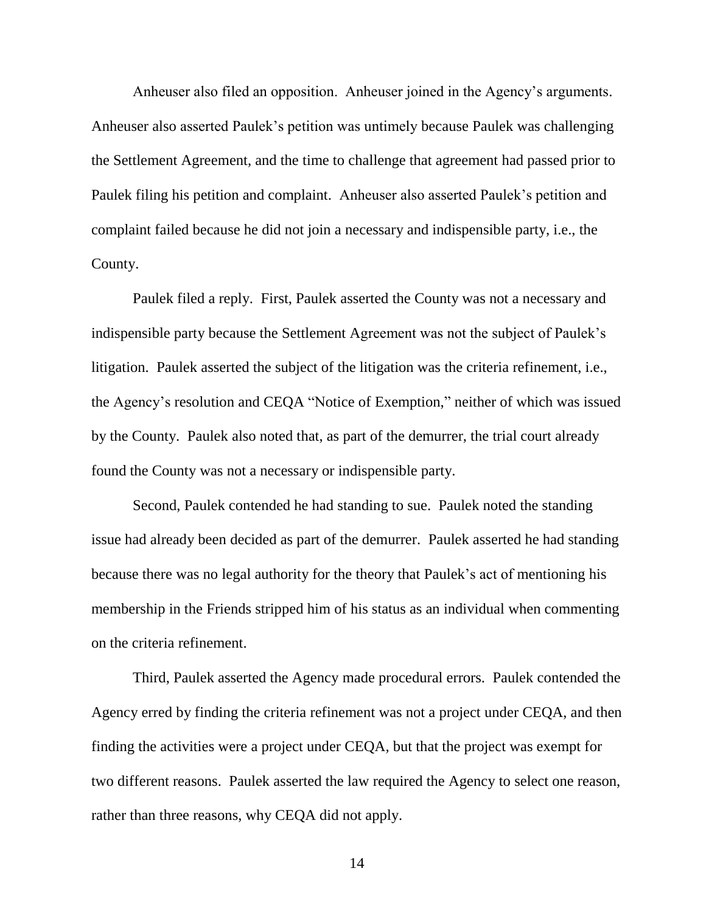Anheuser also filed an opposition. Anheuser joined in the Agency's arguments. Anheuser also asserted Paulek's petition was untimely because Paulek was challenging the Settlement Agreement, and the time to challenge that agreement had passed prior to Paulek filing his petition and complaint. Anheuser also asserted Paulek's petition and complaint failed because he did not join a necessary and indispensible party, i.e., the County.

Paulek filed a reply. First, Paulek asserted the County was not a necessary and indispensible party because the Settlement Agreement was not the subject of Paulek's litigation. Paulek asserted the subject of the litigation was the criteria refinement, i.e., the Agency's resolution and CEQA "Notice of Exemption," neither of which was issued by the County. Paulek also noted that, as part of the demurrer, the trial court already found the County was not a necessary or indispensible party.

Second, Paulek contended he had standing to sue. Paulek noted the standing issue had already been decided as part of the demurrer. Paulek asserted he had standing because there was no legal authority for the theory that Paulek's act of mentioning his membership in the Friends stripped him of his status as an individual when commenting on the criteria refinement.

Third, Paulek asserted the Agency made procedural errors. Paulek contended the Agency erred by finding the criteria refinement was not a project under CEQA, and then finding the activities were a project under CEQA, but that the project was exempt for two different reasons. Paulek asserted the law required the Agency to select one reason, rather than three reasons, why CEQA did not apply.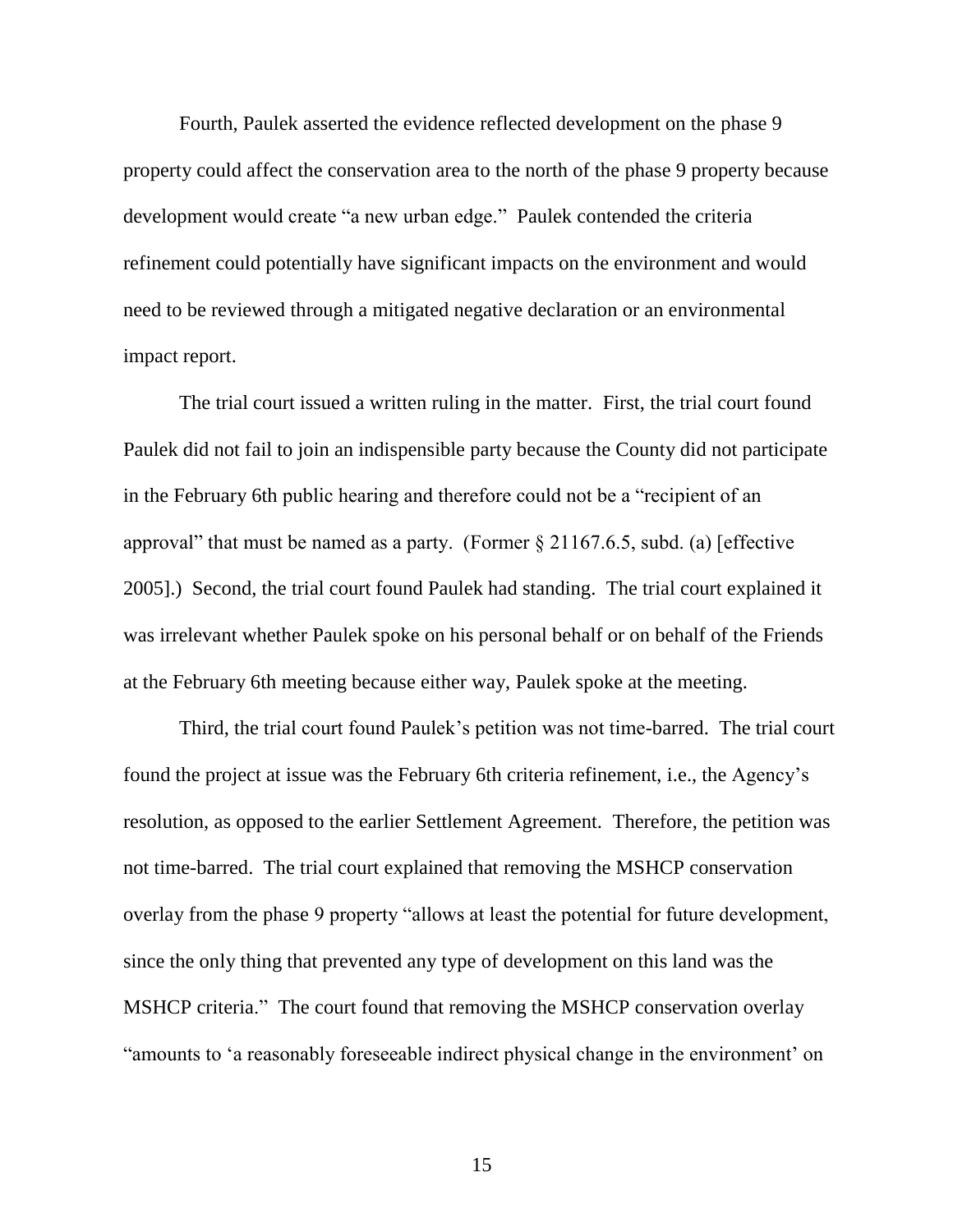Fourth, Paulek asserted the evidence reflected development on the phase 9 property could affect the conservation area to the north of the phase 9 property because development would create "a new urban edge." Paulek contended the criteria refinement could potentially have significant impacts on the environment and would need to be reviewed through a mitigated negative declaration or an environmental impact report.

The trial court issued a written ruling in the matter. First, the trial court found Paulek did not fail to join an indispensible party because the County did not participate in the February 6th public hearing and therefore could not be a "recipient of an approval" that must be named as a party. (Former § 21167.6.5, subd. (a) [effective 2005].) Second, the trial court found Paulek had standing. The trial court explained it was irrelevant whether Paulek spoke on his personal behalf or on behalf of the Friends at the February 6th meeting because either way, Paulek spoke at the meeting.

Third, the trial court found Paulek's petition was not time-barred. The trial court found the project at issue was the February 6th criteria refinement, i.e., the Agency's resolution, as opposed to the earlier Settlement Agreement. Therefore, the petition was not time-barred. The trial court explained that removing the MSHCP conservation overlay from the phase 9 property "allows at least the potential for future development, since the only thing that prevented any type of development on this land was the MSHCP criteria." The court found that removing the MSHCP conservation overlay "amounts to 'a reasonably foreseeable indirect physical change in the environment' on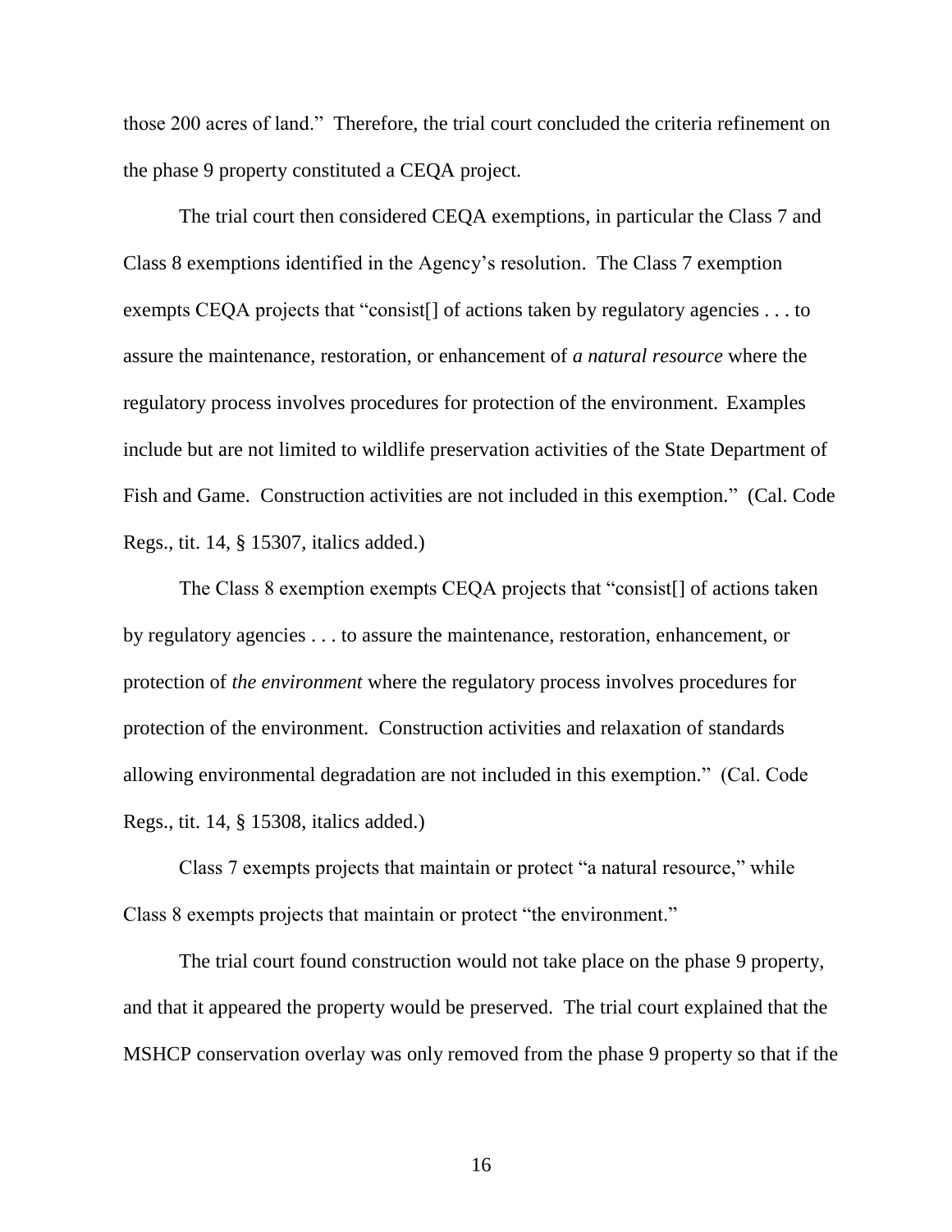those 200 acres of land." Therefore, the trial court concluded the criteria refinement on the phase 9 property constituted a CEQA project.

The trial court then considered CEQA exemptions, in particular the Class 7 and Class 8 exemptions identified in the Agency's resolution. The Class 7 exemption exempts CEQA projects that "consist[] of actions taken by regulatory agencies . . . to assure the maintenance, restoration, or enhancement of *a natural resource* where the regulatory process involves procedures for protection of the environment. Examples include but are not limited to wildlife preservation activities of the State Department of Fish and Game. Construction activities are not included in this exemption." (Cal. Code Regs., tit. 14, § 15307, italics added.)

The Class 8 exemption exempts CEQA projects that "consist[] of actions taken by regulatory agencies . . . to assure the maintenance, restoration, enhancement, or protection of *the environment* where the regulatory process involves procedures for protection of the environment. Construction activities and relaxation of standards allowing environmental degradation are not included in this exemption." (Cal. Code Regs., tit. 14, § 15308, italics added.)

Class 7 exempts projects that maintain or protect "a natural resource," while Class 8 exempts projects that maintain or protect "the environment."

The trial court found construction would not take place on the phase 9 property, and that it appeared the property would be preserved. The trial court explained that the MSHCP conservation overlay was only removed from the phase 9 property so that if the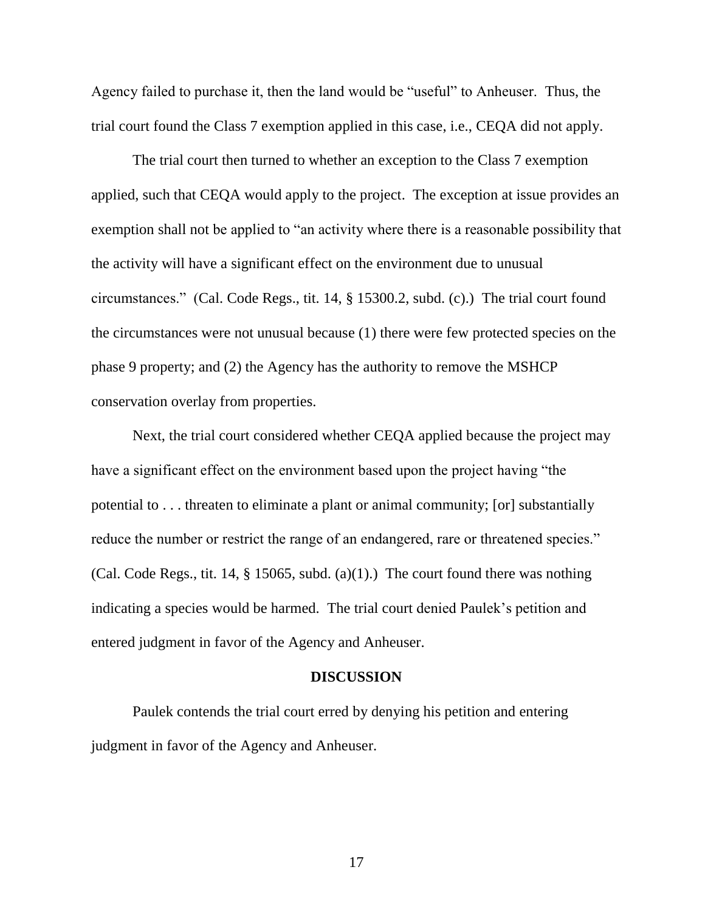Agency failed to purchase it, then the land would be "useful" to Anheuser. Thus, the trial court found the Class 7 exemption applied in this case, i.e., CEQA did not apply.

The trial court then turned to whether an exception to the Class 7 exemption applied, such that CEQA would apply to the project. The exception at issue provides an exemption shall not be applied to "an activity where there is a reasonable possibility that the activity will have a significant effect on the environment due to unusual circumstances." (Cal. Code Regs., tit. 14, § 15300.2, subd. (c).) The trial court found the circumstances were not unusual because (1) there were few protected species on the phase 9 property; and (2) the Agency has the authority to remove the MSHCP conservation overlay from properties.

Next, the trial court considered whether CEQA applied because the project may have a significant effect on the environment based upon the project having "the potential to . . . threaten to eliminate a plant or animal community; [or] substantially reduce the number or restrict the range of an endangered, rare or threatened species." (Cal. Code Regs., tit. 14, § 15065, subd. (a)(1).) The court found there was nothing indicating a species would be harmed. The trial court denied Paulek's petition and entered judgment in favor of the Agency and Anheuser.

## DISCUSSION

Paulek contends the trial court erred by denying his petition and entering judgment in favor of the Agency and Anheuser.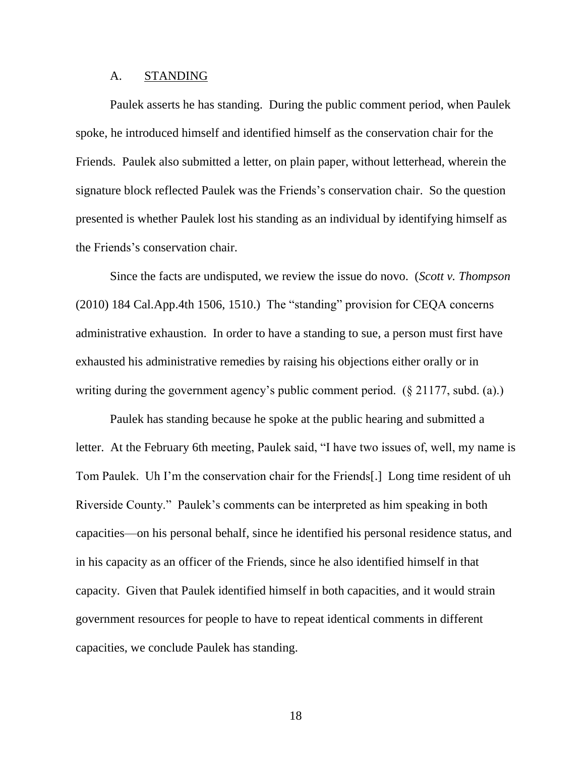### A. STANDING

Paulek asserts he has standing. During the public comment period, when Paulek spoke, he introduced himself and identified himself as the conservation chair for the Friends. Paulek also submitted a letter, on plain paper, without letterhead, wherein the signature block reflected Paulek was the Friends's conservation chair. So the question presented is whether Paulek lost his standing as an individual by identifying himself as the Friends's conservation chair.

Since the facts are undisputed, we review the issue do novo. (*Scott v. Thompson* (2010) 184 Cal.App.4th 1506, 1510.) The "standing" provision for CEQA concerns administrative exhaustion. In order to have a standing to sue, a person must first have exhausted his administrative remedies by raising his objections either orally or in writing during the government agency's public comment period. (§ 21177, subd. (a).)

Paulek has standing because he spoke at the public hearing and submitted a letter. At the February 6th meeting, Paulek said, "I have two issues of, well, my name is Tom Paulek. Uh I'm the conservation chair for the Friends[.] Long time resident of uh Riverside County." Paulek's comments can be interpreted as him speaking in both capacities—on his personal behalf, since he identified his personal residence status, and in his capacity as an officer of the Friends, since he also identified himself in that capacity. Given that Paulek identified himself in both capacities, and it would strain government resources for people to have to repeat identical comments in different capacities, we conclude Paulek has standing.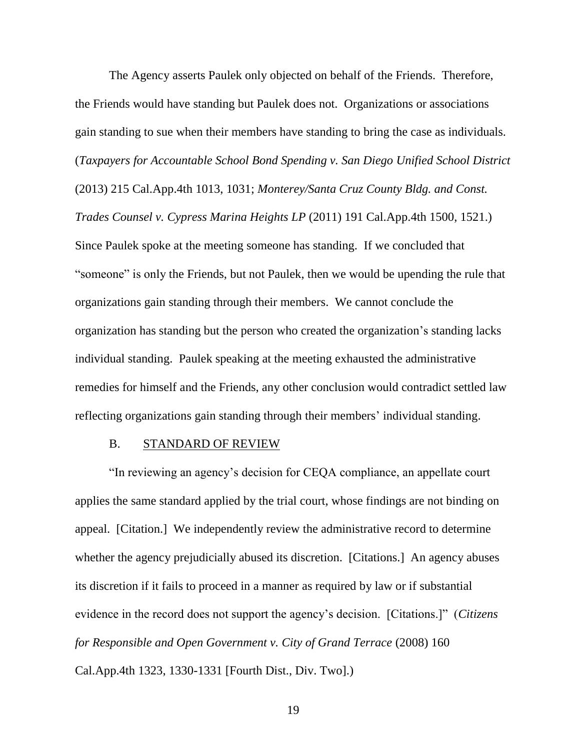The Agency asserts Paulek only objected on behalf of the Friends. Therefore, the Friends would have standing but Paulek does not. Organizations or associations gain standing to sue when their members have standing to bring the case as individuals. (*Taxpayers for Accountable School Bond Spending v. San Diego Unified School District* (2013) 215 Cal.App.4th 1013, 1031; *Monterey/Santa Cruz County Bldg. and Const. Trades Counsel v. Cypress Marina Heights LP* (2011) 191 Cal.App.4th 1500, 1521.) Since Paulek spoke at the meeting someone has standing. If we concluded that "someone" is only the Friends, but not Paulek, then we would be upending the rule that organizations gain standing through their members. We cannot conclude the organization has standing but the person who created the organization's standing lacks individual standing. Paulek speaking at the meeting exhausted the administrative remedies for himself and the Friends, any other conclusion would contradict settled law reflecting organizations gain standing through their members' individual standing.

## B. STANDARD OF REVIEW

"In reviewing an agency's decision for CEQA compliance, an appellate court applies the same standard applied by the trial court, whose findings are not binding on appeal. [Citation.] We independently review the administrative record to determine whether the agency prejudicially abused its discretion. [Citations.] An agency abuses its discretion if it fails to proceed in a manner as required by law or if substantial evidence in the record does not support the agency's decision. [Citations.]" (*Citizens for Responsible and Open Government v. City of Grand Terrace* (2008) 160 Cal.App.4th 1323, 1330-1331 [Fourth Dist., Div. Two].)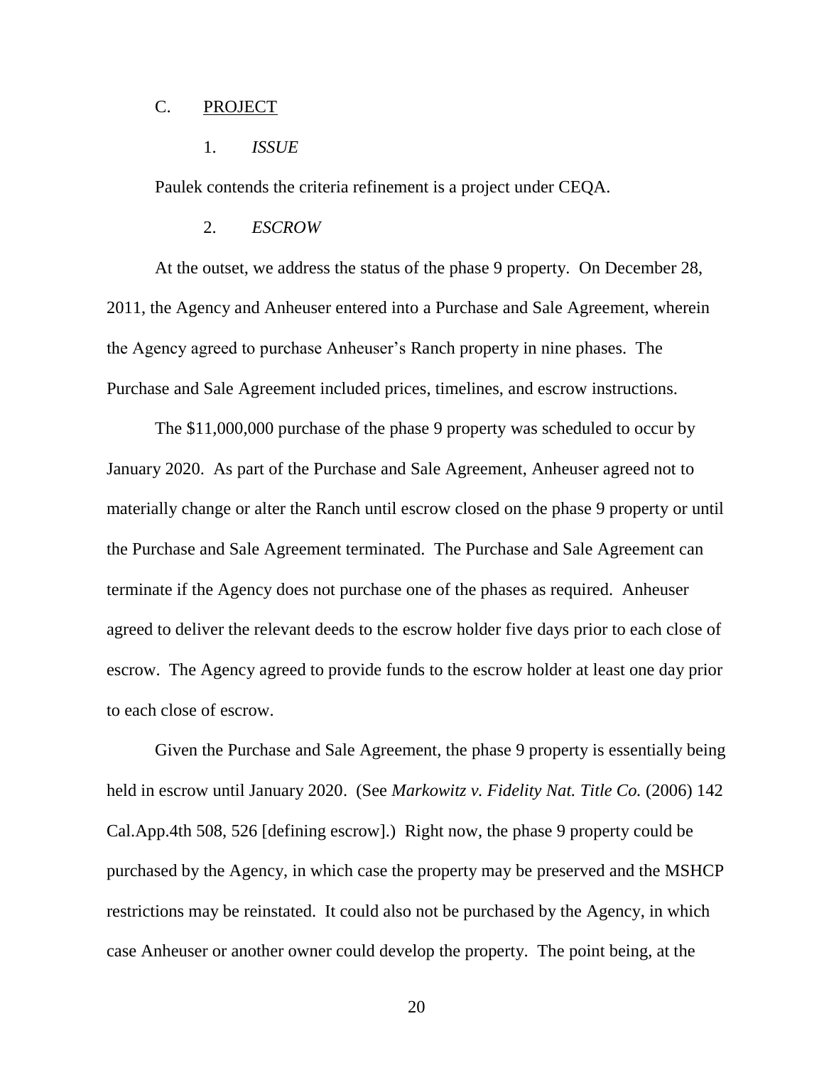### C. PROJECT

#### 1. *ISSUE*

Paulek contends the criteria refinement is a project under CEQA.

#### 2. *ESCROW*

At the outset, we address the status of the phase 9 property. On December 28, 2011, the Agency and Anheuser entered into a Purchase and Sale Agreement, wherein the Agency agreed to purchase Anheuser's Ranch property in nine phases. The Purchase and Sale Agreement included prices, timelines, and escrow instructions.

The $11,000,000 purchase of the phase 9 property was scheduled to occur by January 2020. As part of the Purchase and Sale Agreement, Anheuser agreed not to materially change or alter the Ranch until escrow closed on the phase 9 property or until the Purchase and Sale Agreement terminated. The Purchase and Sale Agreement can terminate if the Agency does not purchase one of the phases as required. Anheuser agreed to deliver the relevant deeds to the escrow holder five days prior to each close of escrow. The Agency agreed to provide funds to the escrow holder at least one day prior to each close of escrow.

Given the Purchase and Sale Agreement, the phase 9 property is essentially being held in escrow until January 2020. (See *Markowitz v. Fidelity Nat. Title Co.* (2006) 142 Cal.App.4th 508, 526 [defining escrow].) Right now, the phase 9 property could be purchased by the Agency, in which case the property may be preserved and the MSHCP restrictions may be reinstated. It could also not be purchased by the Agency, in which case Anheuser or another owner could develop the property. The point being, at the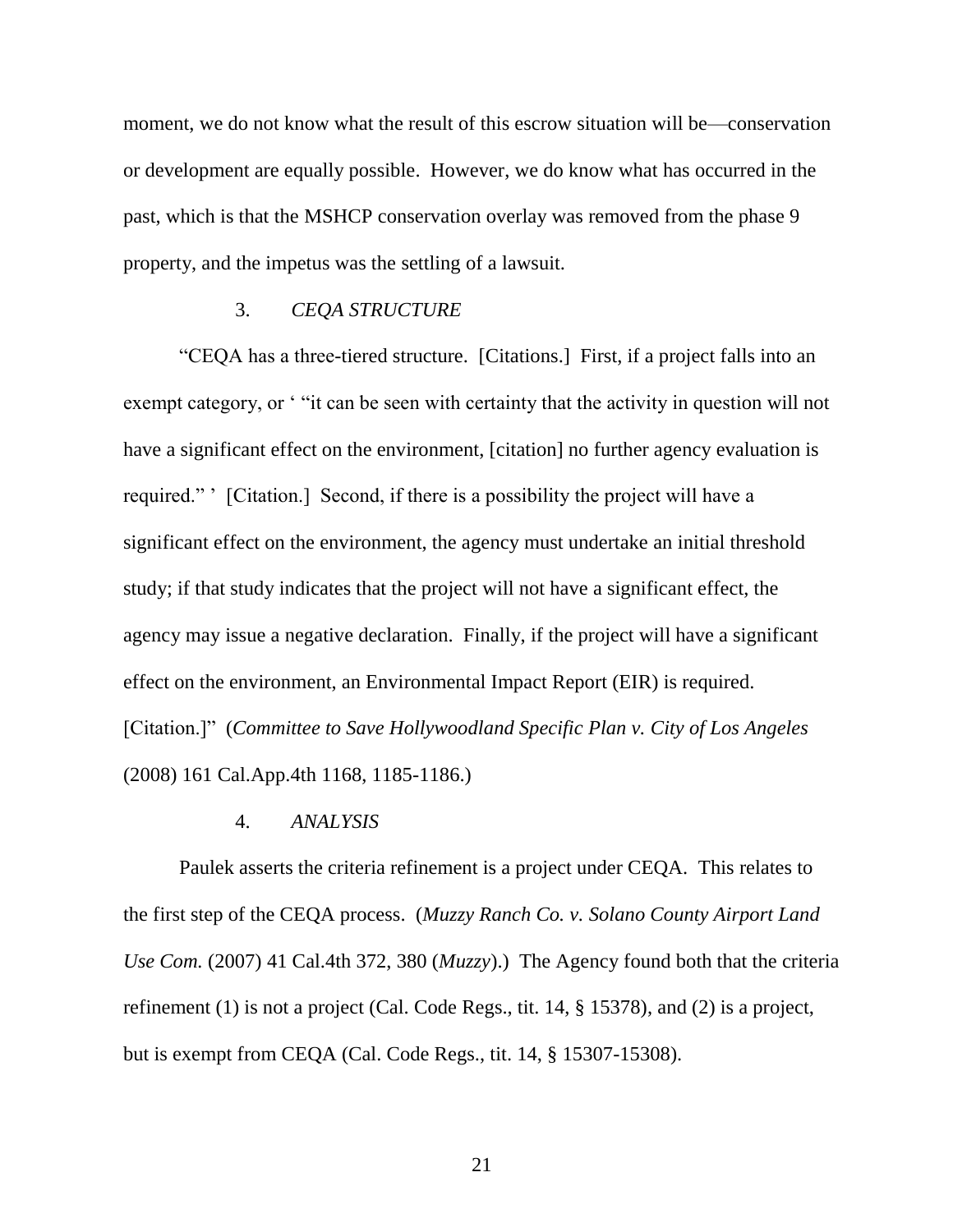moment, we do not know what the result of this escrow situation will be—conservation or development are equally possible. However, we do know what has occurred in the past, which is that the MSHCP conservation overlay was removed from the phase 9 property, and the impetus was the settling of a lawsuit.

### 3. *CEQA STRUCTURE*

"CEQA has a three-tiered structure. [Citations.] First, if a project falls into an exempt category, or ' "it can be seen with certainty that the activity in question will not have a significant effect on the environment, [citation] no further agency evaluation is required." ' [Citation.] Second, if there is a possibility the project will have a significant effect on the environment, the agency must undertake an initial threshold study; if that study indicates that the project will not have a significant effect, the agency may issue a negative declaration. Finally, if the project will have a significant effect on the environment, an Environmental Impact Report (EIR) is required. [Citation.]" (*Committee to Save Hollywoodland Specific Plan v. City of Los Angeles* (2008) 161 Cal.App.4th 1168, 1185-1186.)

### 4. *ANALYSIS*

Paulek asserts the criteria refinement is a project under CEQA. This relates to the first step of the CEQA process. (*Muzzy Ranch Co. v. Solano County Airport Land Use Com.* (2007) 41 Cal.4th 372, 380 (*Muzzy*).) The Agency found both that the criteria refinement (1) is not a project (Cal. Code Regs., tit. 14, § 15378), and (2) is a project, but is exempt from CEQA (Cal. Code Regs., tit. 14, § 15307-15308).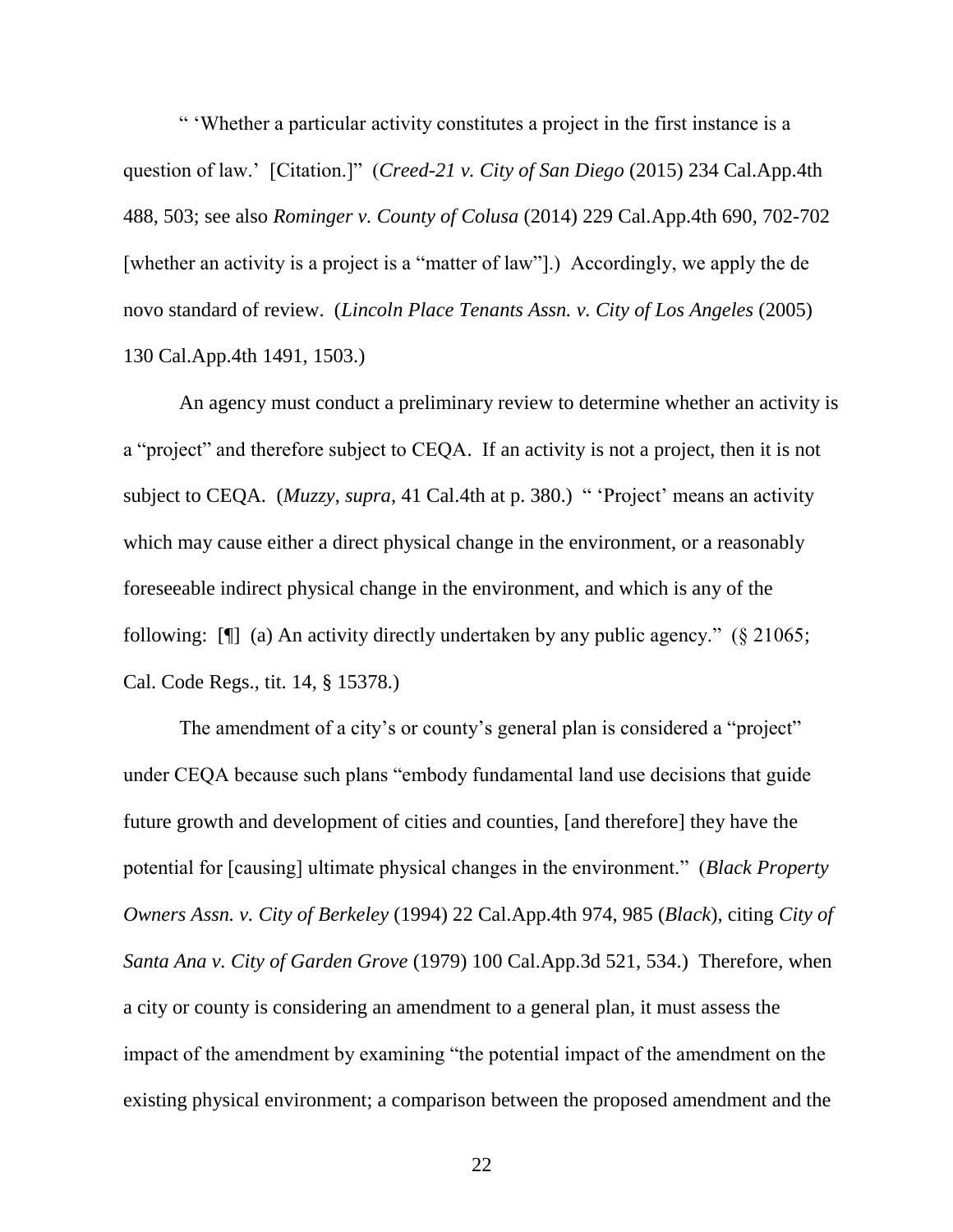" 'Whether a particular activity constitutes a project in the first instance is a question of law.' [Citation.]" (*Creed-21 v. City of San Diego* (2015) 234 Cal.App.4th 488, 503; see also *Rominger v. County of Colusa* (2014) 229 Cal.App.4th 690, 702-702 [whether an activity is a project is a "matter of law"].) Accordingly, we apply the de novo standard of review. (*Lincoln Place Tenants Assn. v. City of Los Angeles* (2005) 130 Cal.App.4th 1491, 1503.)

An agency must conduct a preliminary review to determine whether an activity is a "project" and therefore subject to CEQA. If an activity is not a project, then it is not subject to CEQA. (*Muzzy*, *supra*, 41 Cal.4th at p. 380.) " 'Project' means an activity which may cause either a direct physical change in the environment, or a reasonably foreseeable indirect physical change in the environment, and which is any of the following: [¶] (a) An activity directly undertaken by any public agency." (§ 21065; Cal. Code Regs., tit. 14, § 15378.)

The amendment of a city's or county's general plan is considered a "project" under CEQA because such plans "embody fundamental land use decisions that guide future growth and development of cities and counties, [and therefore] they have the potential for [causing] ultimate physical changes in the environment." (*Black Property Owners Assn. v. City of Berkeley* (1994) 22 Cal.App.4th 974, 985 (*Black*), citing *City of Santa Ana v. City of Garden Grove* (1979) 100 Cal.App.3d 521, 534.) Therefore, when a city or county is considering an amendment to a general plan, it must assess the impact of the amendment by examining "the potential impact of the amendment on the existing physical environment; a comparison between the proposed amendment and the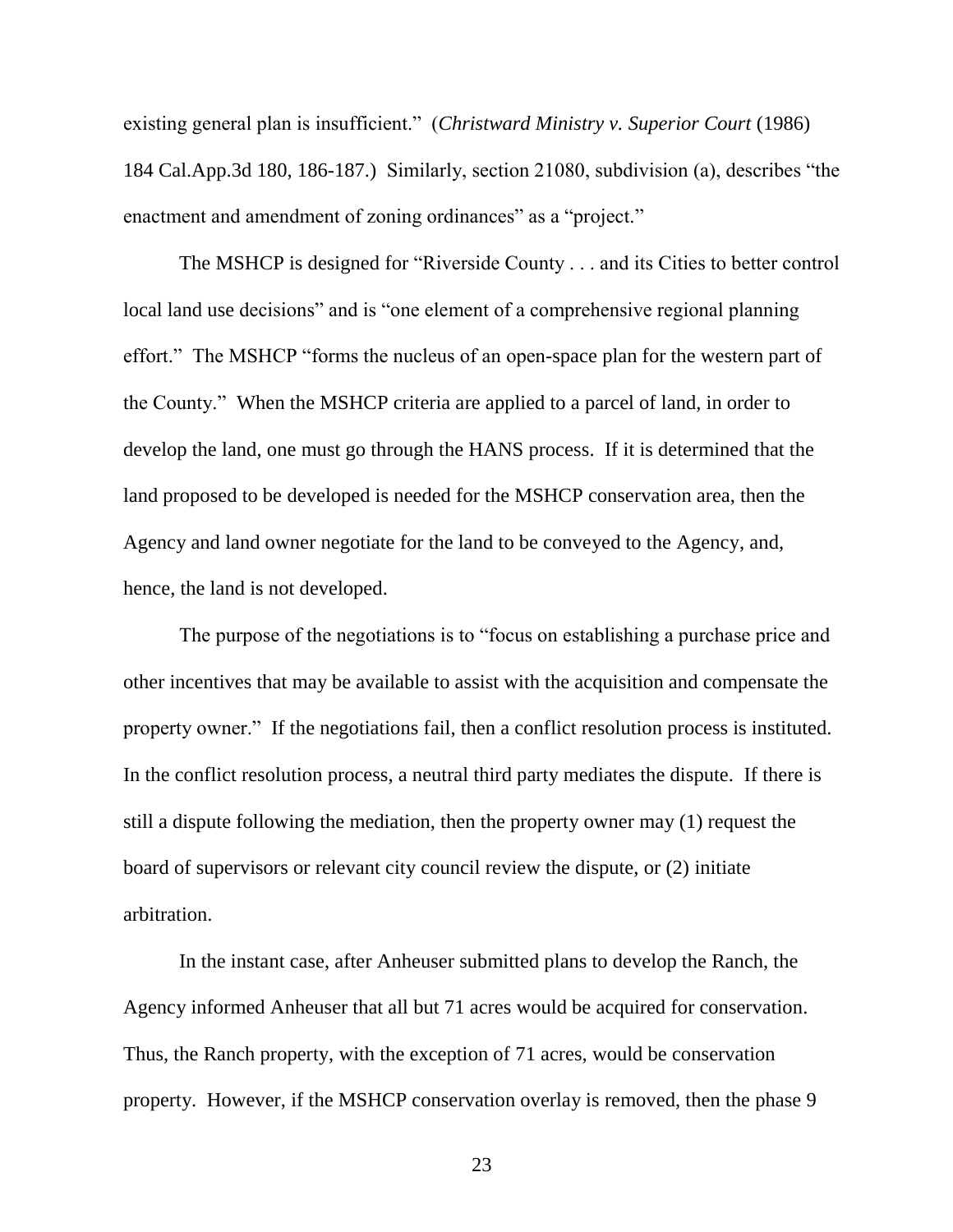existing general plan is insufficient." (*Christward Ministry v. Superior Court* (1986) 184 Cal.App.3d 180, 186-187.) Similarly, section 21080, subdivision (a), describes "the enactment and amendment of zoning ordinances" as a "project."

The MSHCP is designed for "Riverside County . . . and its Cities to better control local land use decisions" and is "one element of a comprehensive regional planning effort." The MSHCP "forms the nucleus of an open-space plan for the western part of the County." When the MSHCP criteria are applied to a parcel of land, in order to develop the land, one must go through the HANS process. If it is determined that the land proposed to be developed is needed for the MSHCP conservation area, then the Agency and land owner negotiate for the land to be conveyed to the Agency, and, hence, the land is not developed.

The purpose of the negotiations is to "focus on establishing a purchase price and other incentives that may be available to assist with the acquisition and compensate the property owner." If the negotiations fail, then a conflict resolution process is instituted. In the conflict resolution process, a neutral third party mediates the dispute. If there is still a dispute following the mediation, then the property owner may (1) request the board of supervisors or relevant city council review the dispute, or (2) initiate arbitration.

In the instant case, after Anheuser submitted plans to develop the Ranch, the Agency informed Anheuser that all but 71 acres would be acquired for conservation. Thus, the Ranch property, with the exception of 71 acres, would be conservation property. However, if the MSHCP conservation overlay is removed, then the phase 9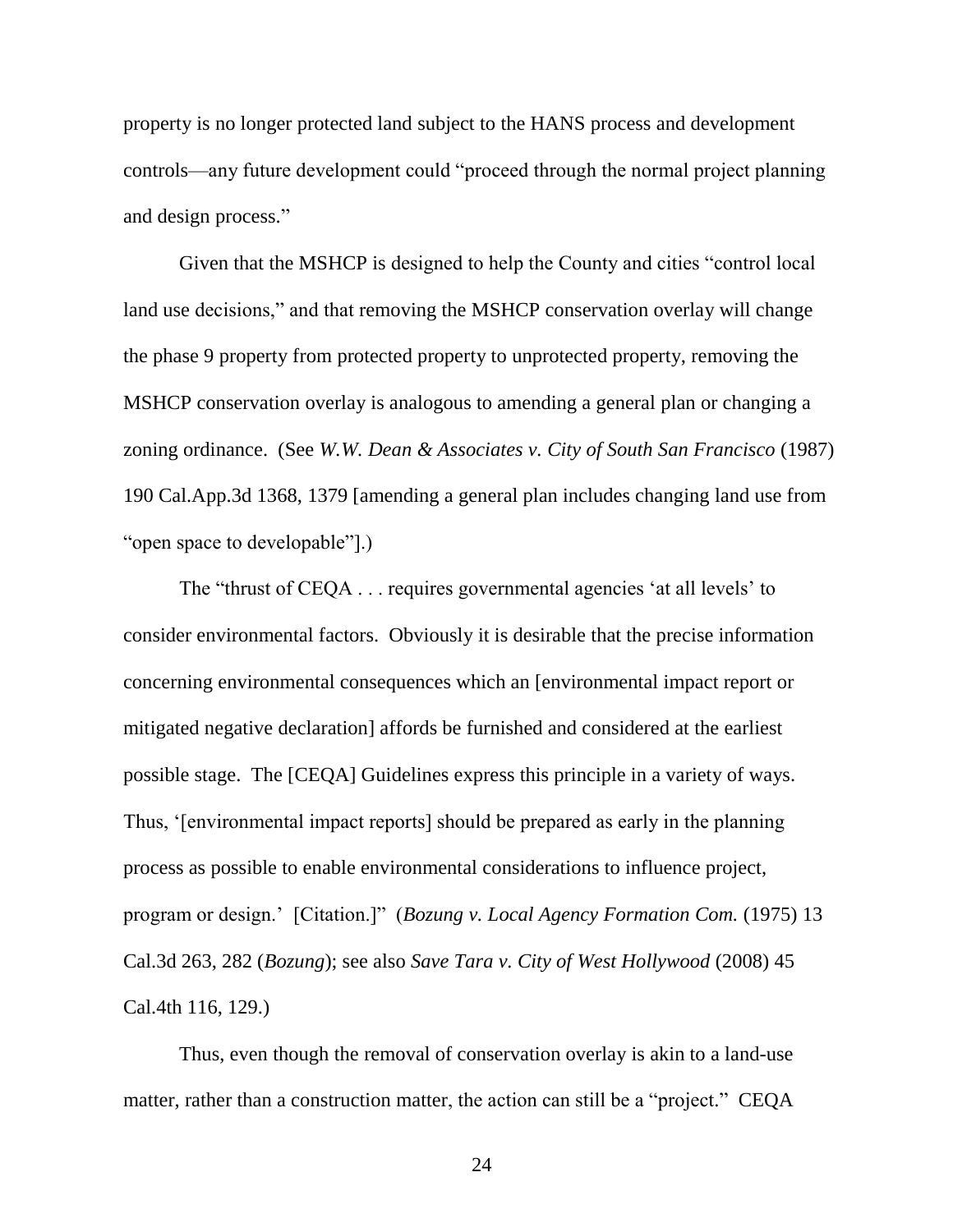property is no longer protected land subject to the HANS process and development controls—any future development could "proceed through the normal project planning and design process."

Given that the MSHCP is designed to help the County and cities "control local land use decisions," and that removing the MSHCP conservation overlay will change the phase 9 property from protected property to unprotected property, removing the MSHCP conservation overlay is analogous to amending a general plan or changing a zoning ordinance. (See *W.W. Dean & Associates v. City of South San Francisco* (1987) 190 Cal.App.3d 1368, 1379 [amending a general plan includes changing land use from "open space to developable"].)

The "thrust of CEQA . . . requires governmental agencies 'at all levels' to consider environmental factors. Obviously it is desirable that the precise information concerning environmental consequences which an [environmental impact report or mitigated negative declaration] affords be furnished and considered at the earliest possible stage. The [CEQA] Guidelines express this principle in a variety of ways. Thus, '[environmental impact reports] should be prepared as early in the planning process as possible to enable environmental considerations to influence project, program or design.' [Citation.]" (*Bozung v. Local Agency Formation Com.* (1975) 13 Cal.3d 263, 282 (*Bozung*); see also *Save Tara v. City of West Hollywood* (2008) 45 Cal.4th 116, 129.)

Thus, even though the removal of conservation overlay is akin to a land-use matter, rather than a construction matter, the action can still be a "project." CEQA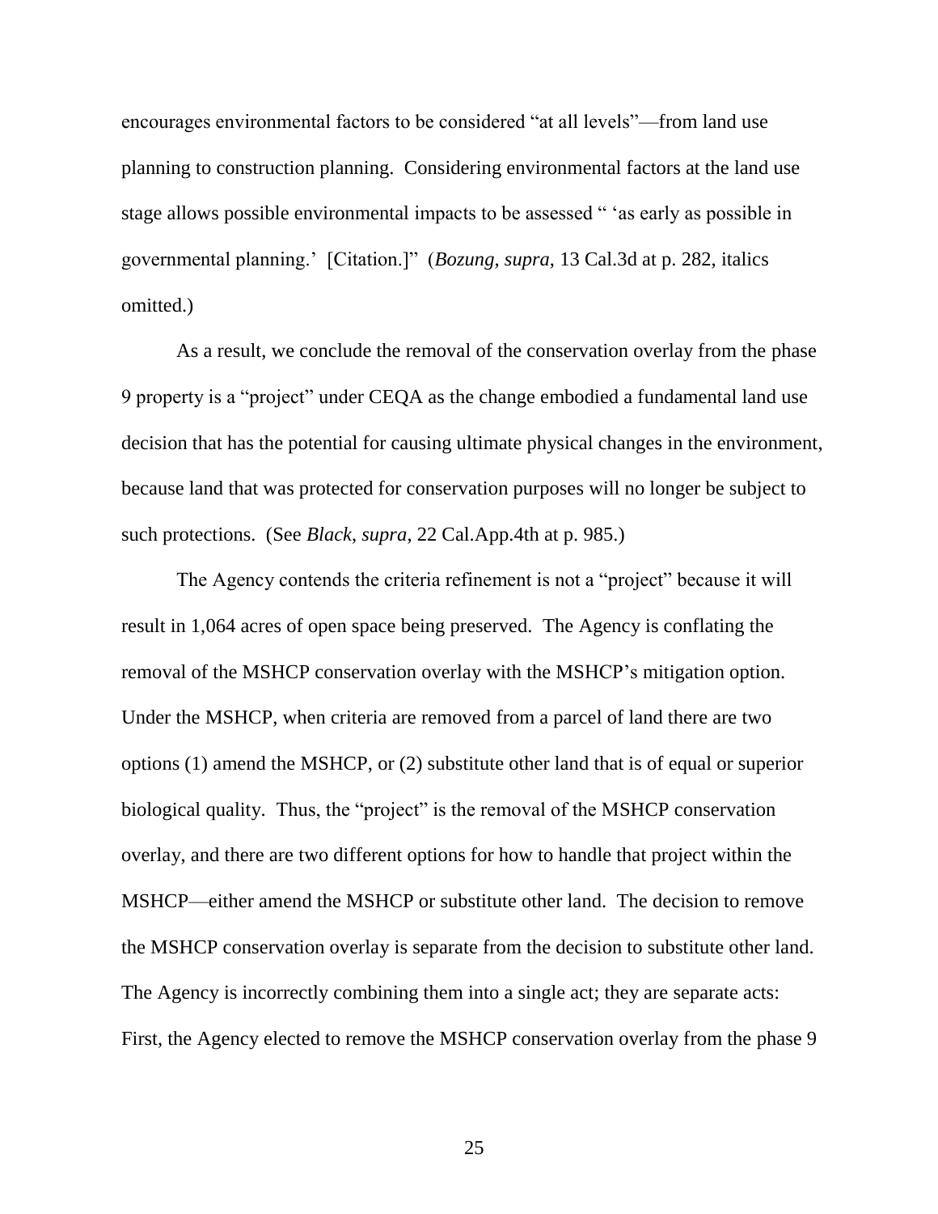encourages environmental factors to be considered "at all levels"—from land use planning to construction planning. Considering environmental factors at the land use stage allows possible environmental impacts to be assessed " 'as early as possible in governmental planning.' [Citation.]" (*Bozung*, *supra*, 13 Cal.3d at p. 282, italics omitted.)

As a result, we conclude the removal of the conservation overlay from the phase 9 property is a "project" under CEQA as the change embodied a fundamental land use decision that has the potential for causing ultimate physical changes in the environment, because land that was protected for conservation purposes will no longer be subject to such protections. (See *Black*, *supra*, 22 Cal.App.4th at p. 985.)

The Agency contends the criteria refinement is not a "project" because it will result in 1,064 acres of open space being preserved. The Agency is conflating the removal of the MSHCP conservation overlay with the MSHCP's mitigation option. Under the MSHCP, when criteria are removed from a parcel of land there are two options (1) amend the MSHCP, or (2) substitute other land that is of equal or superior biological quality. Thus, the "project" is the removal of the MSHCP conservation overlay, and there are two different options for how to handle that project within the MSHCP—either amend the MSHCP or substitute other land. The decision to remove the MSHCP conservation overlay is separate from the decision to substitute other land. The Agency is incorrectly combining them into a single act; they are separate acts: First, the Agency elected to remove the MSHCP conservation overlay from the phase 9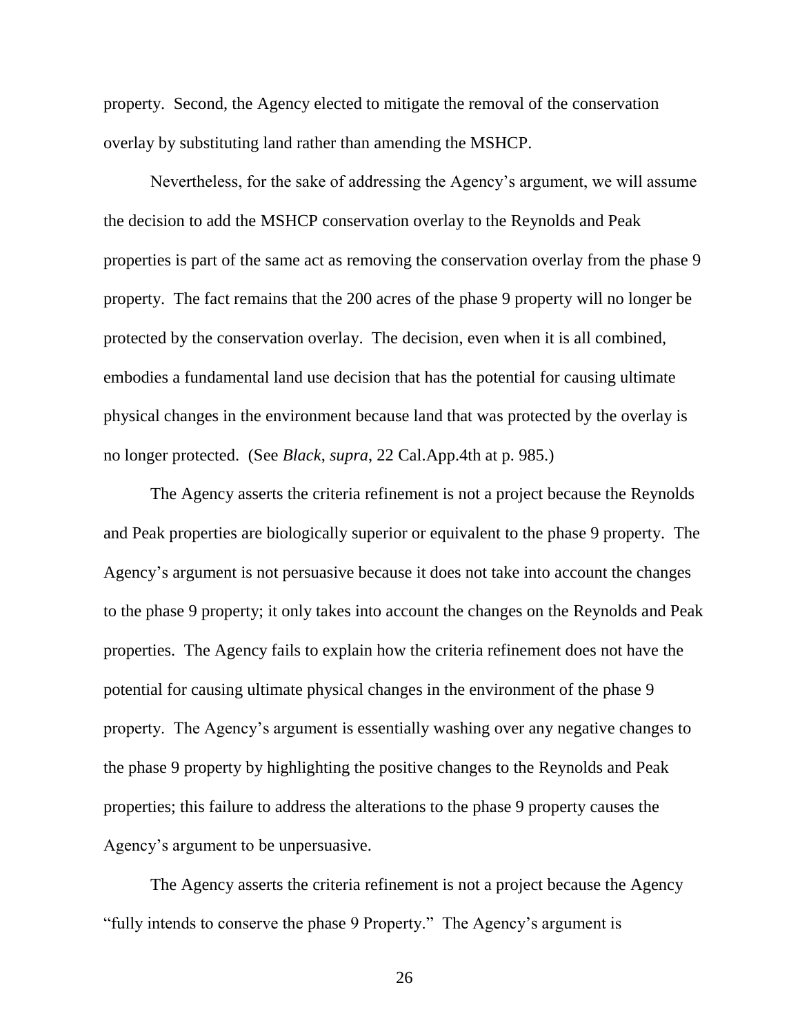property. Second, the Agency elected to mitigate the removal of the conservation overlay by substituting land rather than amending the MSHCP.

Nevertheless, for the sake of addressing the Agency's argument, we will assume the decision to add the MSHCP conservation overlay to the Reynolds and Peak properties is part of the same act as removing the conservation overlay from the phase 9 property. The fact remains that the 200 acres of the phase 9 property will no longer be protected by the conservation overlay. The decision, even when it is all combined, embodies a fundamental land use decision that has the potential for causing ultimate physical changes in the environment because land that was protected by the overlay is no longer protected. (See *Black*, *supra*, 22 Cal.App.4th at p. 985.)

The Agency asserts the criteria refinement is not a project because the Reynolds and Peak properties are biologically superior or equivalent to the phase 9 property. The Agency's argument is not persuasive because it does not take into account the changes to the phase 9 property; it only takes into account the changes on the Reynolds and Peak properties. The Agency fails to explain how the criteria refinement does not have the potential for causing ultimate physical changes in the environment of the phase 9 property. The Agency's argument is essentially washing over any negative changes to the phase 9 property by highlighting the positive changes to the Reynolds and Peak properties; this failure to address the alterations to the phase 9 property causes the Agency's argument to be unpersuasive.

The Agency asserts the criteria refinement is not a project because the Agency "fully intends to conserve the phase 9 Property." The Agency's argument is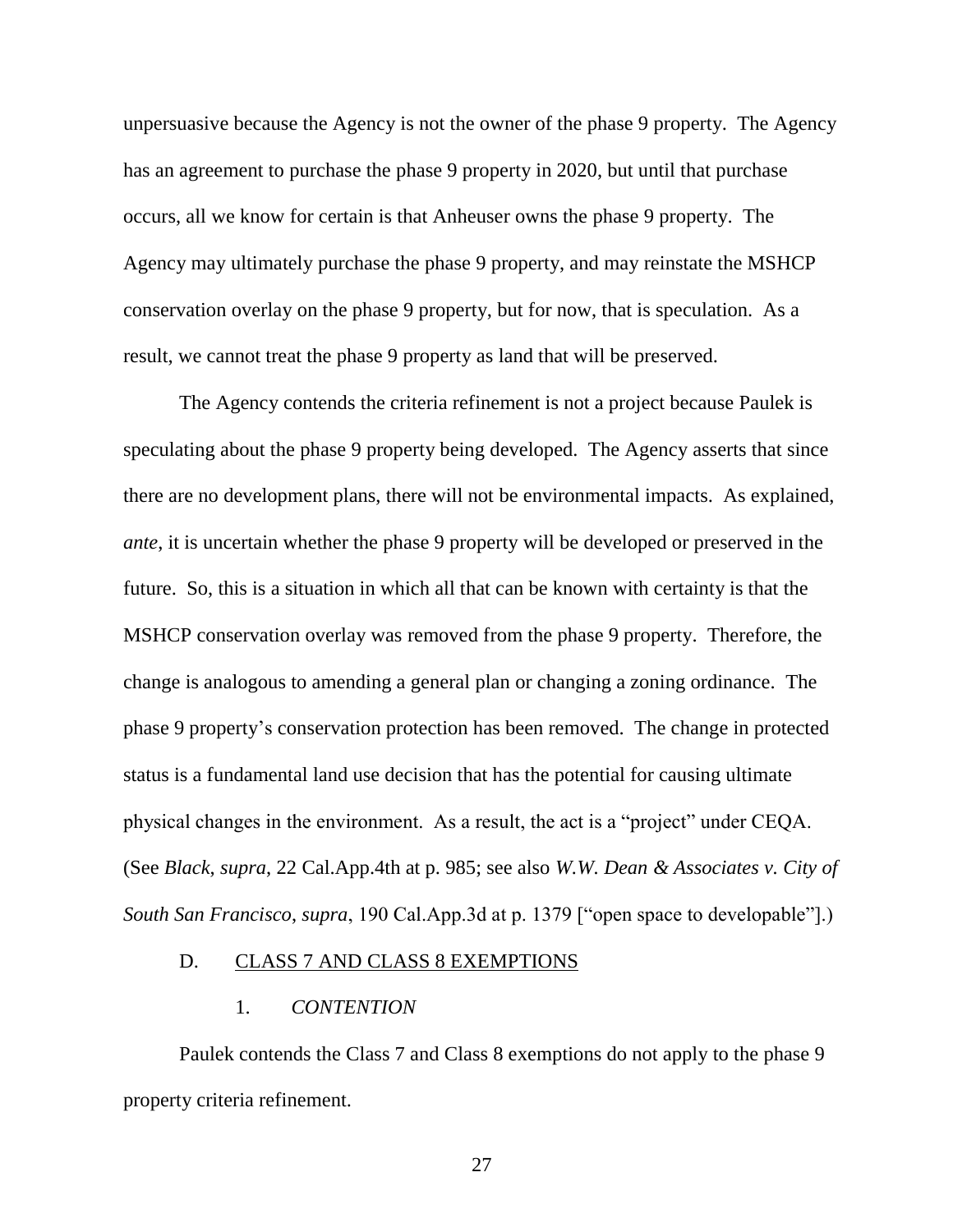unpersuasive because the Agency is not the owner of the phase 9 property. The Agency has an agreement to purchase the phase 9 property in 2020, but until that purchase occurs, all we know for certain is that Anheuser owns the phase 9 property. The Agency may ultimately purchase the phase 9 property, and may reinstate the MSHCP conservation overlay on the phase 9 property, but for now, that is speculation. As a result, we cannot treat the phase 9 property as land that will be preserved.

The Agency contends the criteria refinement is not a project because Paulek is speculating about the phase 9 property being developed. The Agency asserts that since there are no development plans, there will not be environmental impacts. As explained, *ante*, it is uncertain whether the phase 9 property will be developed or preserved in the future. So, this is a situation in which all that can be known with certainty is that the MSHCP conservation overlay was removed from the phase 9 property. Therefore, the change is analogous to amending a general plan or changing a zoning ordinance. The phase 9 property's conservation protection has been removed. The change in protected status is a fundamental land use decision that has the potential for causing ultimate physical changes in the environment. As a result, the act is a "project" under CEQA. (See *Black*, *supra*, 22 Cal.App.4th at p. 985; see also *W.W. Dean & Associates v. City of South San Francisco*, *supra*, 190 Cal.App.3d at p. 1379 ["open space to developable"].)

### D. CLASS 7 AND CLASS 8 EXEMPTIONS

#### 1. *CONTENTION*

Paulek contends the Class 7 and Class 8 exemptions do not apply to the phase 9 property criteria refinement.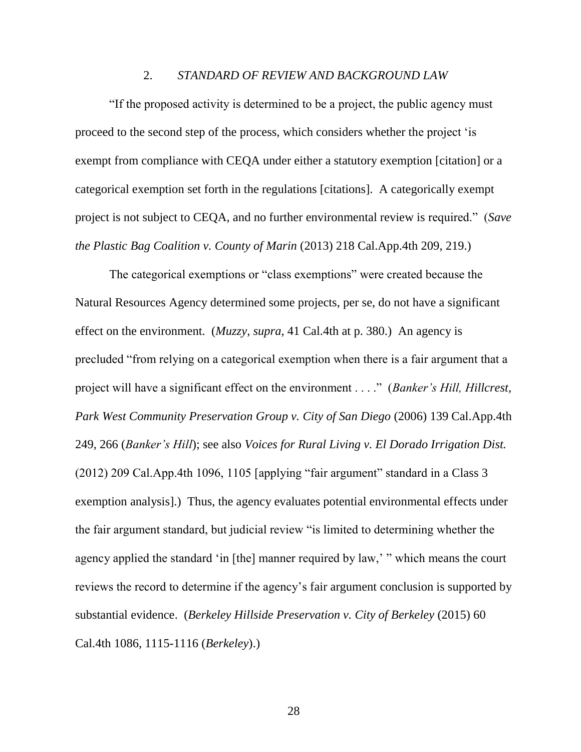## 2. *STANDARD OF REVIEW AND BACKGROUND LAW*

"If the proposed activity is determined to be a project, the public agency must proceed to the second step of the process, which considers whether the project 'is exempt from compliance with CEQA under either a statutory exemption [citation] or a categorical exemption set forth in the regulations [citations]. A categorically exempt project is not subject to CEQA, and no further environmental review is required." (*Save the Plastic Bag Coalition v. County of Marin* (2013) 218 Cal.App.4th 209, 219.)

The categorical exemptions or "class exemptions" were created because the Natural Resources Agency determined some projects, per se, do not have a significant effect on the environment. (*Muzzy, supra*, 41 Cal.4th at p. 380.) An agency is precluded "from relying on a categorical exemption when there is a fair argument that a project will have a significant effect on the environment . . . ." (*Banker's Hill, Hillcrest, Park West Community Preservation Group v. City of San Diego* (2006) 139 Cal.App.4th 249, 266 (*Banker's Hill*); see also *Voices for Rural Living v. El Dorado Irrigation Dist.* (2012) 209 Cal.App.4th 1096, 1105 [applying "fair argument" standard in a Class 3 exemption analysis].) Thus, the agency evaluates potential environmental effects under the fair argument standard, but judicial review "is limited to determining whether the agency applied the standard 'in [the] manner required by law,' " which means the court reviews the record to determine if the agency's fair argument conclusion is supported by substantial evidence. (*Berkeley Hillside Preservation v. City of Berkeley* (2015) 60 Cal.4th 1086, 1115-1116 (*Berkeley*).)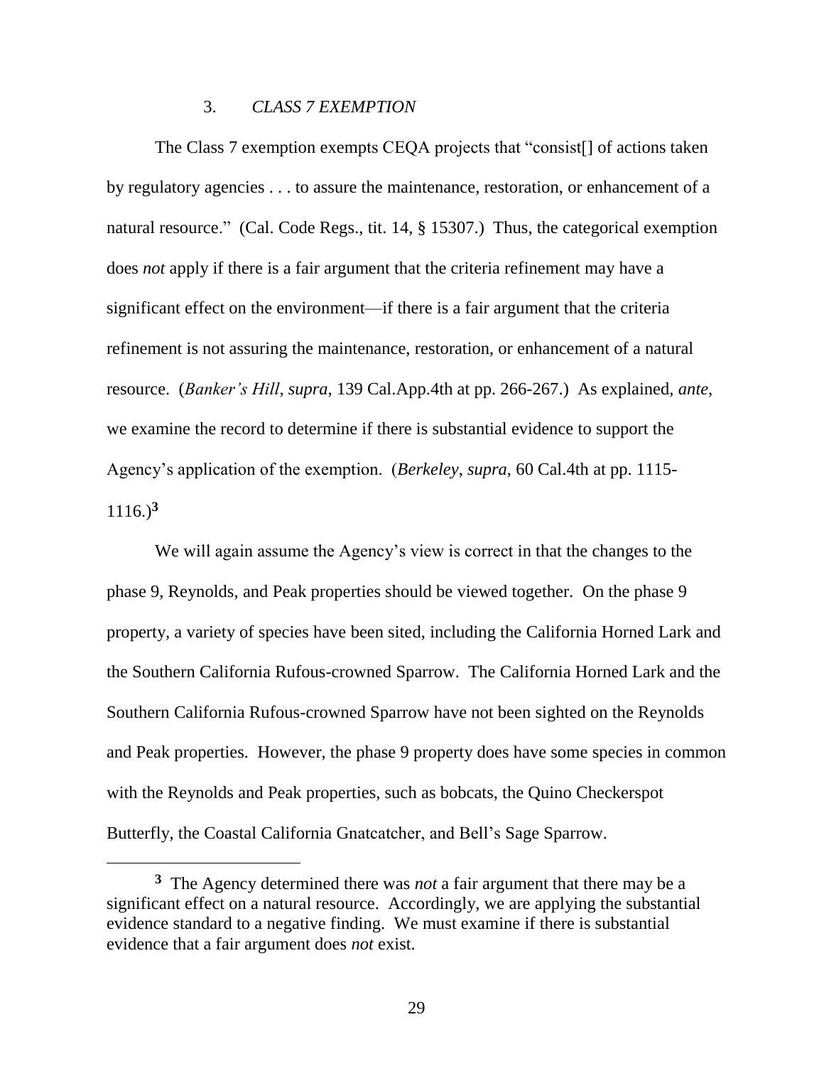### 3. *CLASS 7 EXEMPTION*

The Class 7 exemption exempts CEQA projects that "consist[] of actions taken by regulatory agencies . . . to assure the maintenance, restoration, or enhancement of a natural resource." (Cal. Code Regs., tit. 14, § 15307.) Thus, the categorical exemption does *not* apply if there is a fair argument that the criteria refinement may have a significant effect on the environment—if there is a fair argument that the criteria refinement is not assuring the maintenance, restoration, or enhancement of a natural resource. (*Banker's Hill*, *supra*, 139 Cal.App.4th at pp. 266-267.) As explained, *ante*, we examine the record to determine if there is substantial evidence to support the Agency's application of the exemption. (*Berkeley*, *supra*, 60 Cal.4th at pp. 1115-1116.)[3]

We will again assume the Agency's view is correct in that the changes to the phase 9, Reynolds, and Peak properties should be viewed together. On the phase 9 property, a variety of species have been sited, including the California Horned Lark and the Southern California Rufous-crowned Sparrow. The California Horned Lark and the Southern California Rufous-crowned Sparrow have not been sighted on the Reynolds and Peak properties. However, the phase 9 property does have some species in common with the Reynolds and Peak properties, such as bobcats, the Quino Checkerspot Butterfly, the Coastal California Gnatcatcher, and Bell's Sage Sparrow.

---

[3] The Agency determined there was *not* a fair argument that there may be a significant effect on a natural resource. Accordingly, we are applying the substantial evidence standard to a negative finding. We must examine if there is substantial evidence that a fair argument does *not* exist.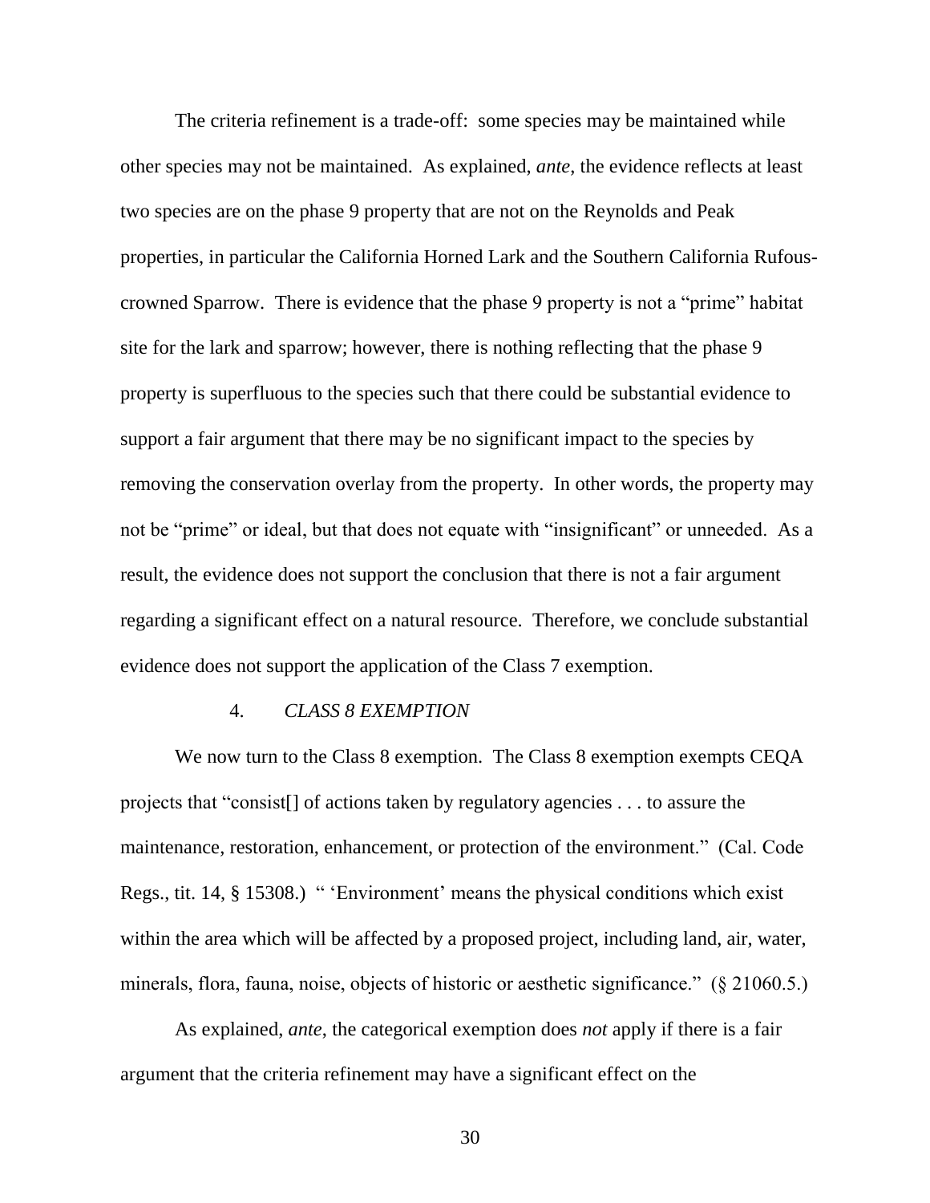The criteria refinement is a trade-off: some species may be maintained while other species may not be maintained. As explained, *ante*, the evidence reflects at least two species are on the phase 9 property that are not on the Reynolds and Peak properties, in particular the California Horned Lark and the Southern California Rufous-crowned Sparrow. There is evidence that the phase 9 property is not a "prime" habitat site for the lark and sparrow; however, there is nothing reflecting that the phase 9 property is superfluous to the species such that there could be substantial evidence to support a fair argument that there may be no significant impact to the species by removing the conservation overlay from the property. In other words, the property may not be "prime" or ideal, but that does not equate with "insignificant" or unneeded. As a result, the evidence does not support the conclusion that there is not a fair argument regarding a significant effect on a natural resource. Therefore, we conclude substantial evidence does not support the application of the Class 7 exemption.

### 4. *CLASS 8 EXEMPTION*

We now turn to the Class 8 exemption. The Class 8 exemption exempts CEQA projects that "consist[] of actions taken by regulatory agencies . . . to assure the maintenance, restoration, enhancement, or protection of the environment." (Cal. Code Regs., tit. 14, § 15308.) " 'Environment' means the physical conditions which exist within the area which will be affected by a proposed project, including land, air, water, minerals, flora, fauna, noise, objects of historic or aesthetic significance." (§ 21060.5.)

As explained, *ante*, the categorical exemption does *not* apply if there is a fair argument that the criteria refinement may have a significant effect on the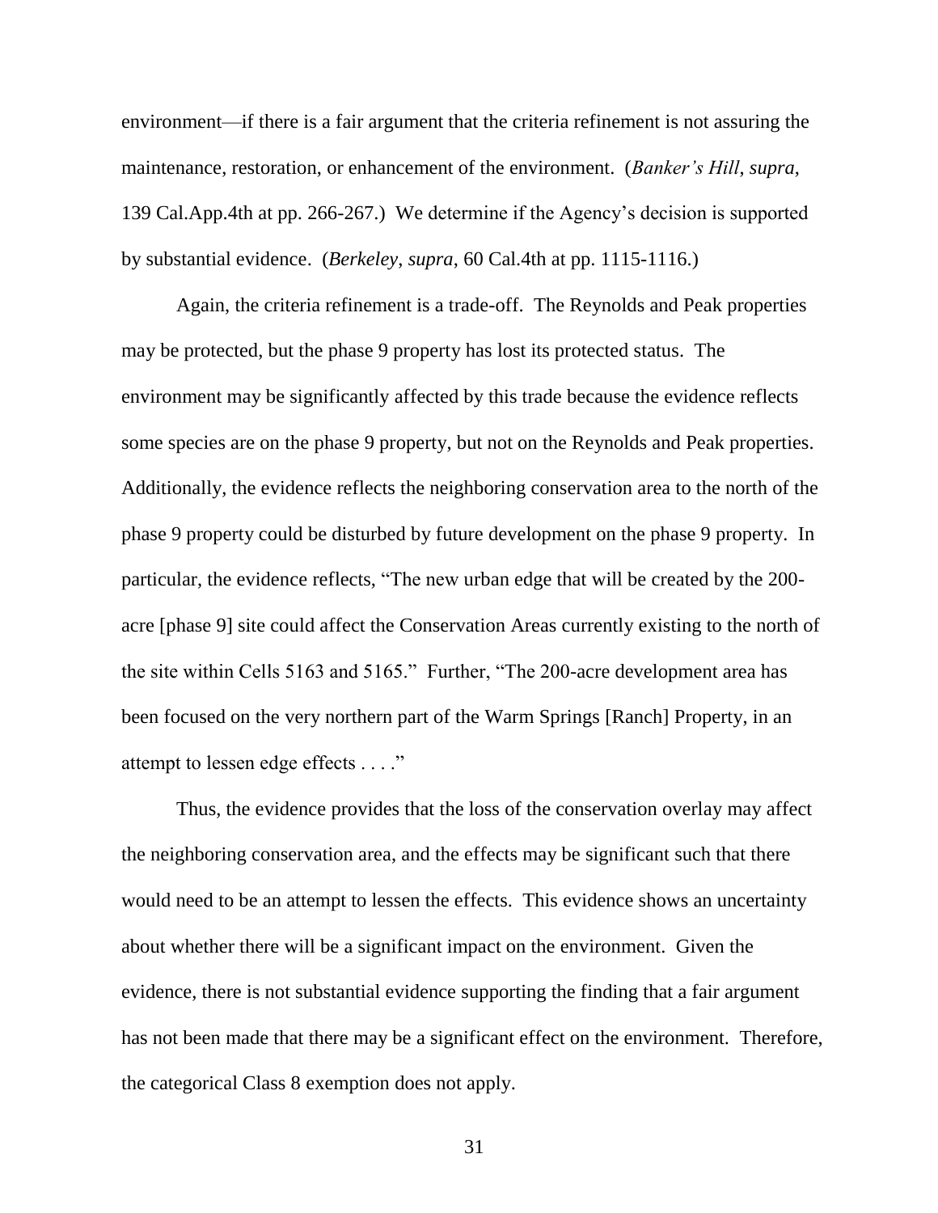environment—if there is a fair argument that the criteria refinement is not assuring the maintenance, restoration, or enhancement of the environment. (*Banker's Hill*, *supra*, 139 Cal.App.4th at pp. 266-267.) We determine if the Agency's decision is supported by substantial evidence. (*Berkeley*, *supra*, 60 Cal.4th at pp. 1115-1116.)

Again, the criteria refinement is a trade-off. The Reynolds and Peak properties may be protected, but the phase 9 property has lost its protected status. The environment may be significantly affected by this trade because the evidence reflects some species are on the phase 9 property, but not on the Reynolds and Peak properties. Additionally, the evidence reflects the neighboring conservation area to the north of the phase 9 property could be disturbed by future development on the phase 9 property. In particular, the evidence reflects, "The new urban edge that will be created by the 200-acre [phase 9] site could affect the Conservation Areas currently existing to the north of the site within Cells 5163 and 5165." Further, "The 200-acre development area has been focused on the very northern part of the Warm Springs [Ranch] Property, in an attempt to lessen edge effects . . . ."

Thus, the evidence provides that the loss of the conservation overlay may affect the neighboring conservation area, and the effects may be significant such that there would need to be an attempt to lessen the effects. This evidence shows an uncertainty about whether there will be a significant impact on the environment. Given the evidence, there is not substantial evidence supporting the finding that a fair argument has not been made that there may be a significant effect on the environment. Therefore, the categorical Class 8 exemption does not apply.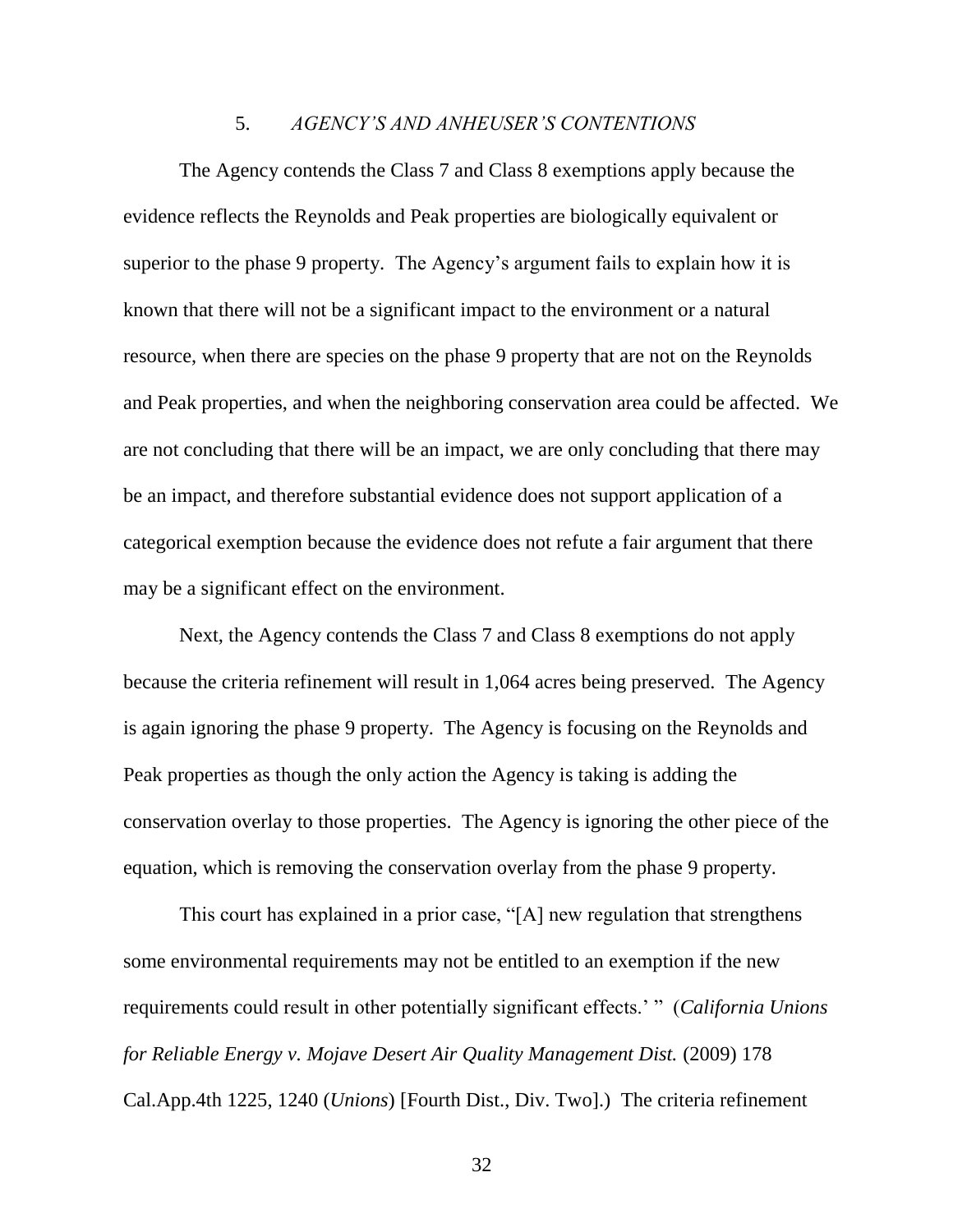### 5. *AGENCY'S AND ANHEUSER'S CONTENTIONS*

The Agency contends the Class 7 and Class 8 exemptions apply because the evidence reflects the Reynolds and Peak properties are biologically equivalent or superior to the phase 9 property. The Agency's argument fails to explain how it is known that there will not be a significant impact to the environment or a natural resource, when there are species on the phase 9 property that are not on the Reynolds and Peak properties, and when the neighboring conservation area could be affected. We are not concluding that there will be an impact, we are only concluding that there may be an impact, and therefore substantial evidence does not support application of a categorical exemption because the evidence does not refute a fair argument that there may be a significant effect on the environment.

Next, the Agency contends the Class 7 and Class 8 exemptions do not apply because the criteria refinement will result in 1,064 acres being preserved. The Agency is again ignoring the phase 9 property. The Agency is focusing on the Reynolds and Peak properties as though the only action the Agency is taking is adding the conservation overlay to those properties. The Agency is ignoring the other piece of the equation, which is removing the conservation overlay from the phase 9 property.

This court has explained in a prior case, "[A] new regulation that strengthens some environmental requirements may not be entitled to an exemption if the new requirements could result in other potentially significant effects.' " (*California Unions for Reliable Energy v. Mojave Desert Air Quality Management Dist.* (2009) 178 Cal.App.4th 1225, 1240 (*Unions*) [Fourth Dist., Div. Two].) The criteria refinement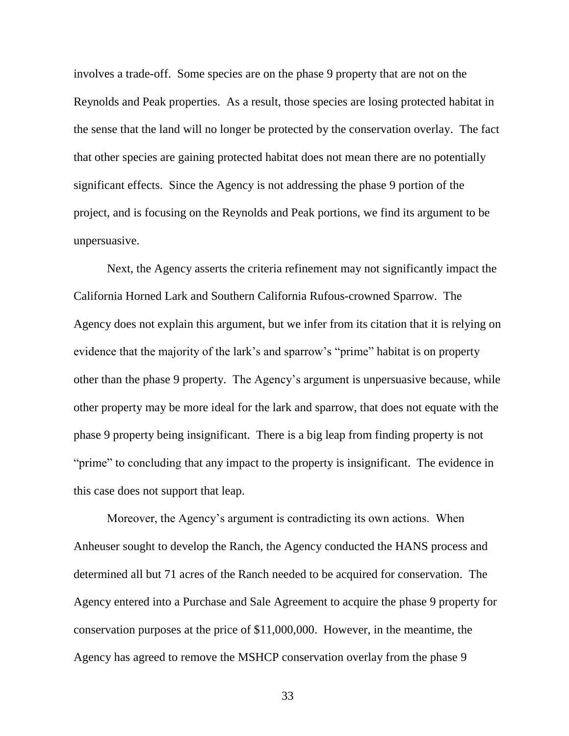involves a trade-off. Some species are on the phase 9 property that are not on the Reynolds and Peak properties. As a result, those species are losing protected habitat in the sense that the land will no longer be protected by the conservation overlay. The fact that other species are gaining protected habitat does not mean there are no potentially significant effects. Since the Agency is not addressing the phase 9 portion of the project, and is focusing on the Reynolds and Peak portions, we find its argument to be unpersuasive.

Next, the Agency asserts the criteria refinement may not significantly impact the California Horned Lark and Southern California Rufous-crowned Sparrow. The Agency does not explain this argument, but we infer from its citation that it is relying on evidence that the majority of the lark's and sparrow's "prime" habitat is on property other than the phase 9 property. The Agency's argument is unpersuasive because, while other property may be more ideal for the lark and sparrow, that does not equate with the phase 9 property being insignificant. There is a big leap from finding property is not "prime" to concluding that any impact to the property is insignificant. The evidence in this case does not support that leap.

Moreover, the Agency's argument is contradicting its own actions. When Anheuser sought to develop the Ranch, the Agency conducted the HANS process and determined all but 71 acres of the Ranch needed to be acquired for conservation. The Agency entered into a Purchase and Sale Agreement to acquire the phase 9 property for conservation purposes at the price of $11,000,000. However, in the meantime, the Agency has agreed to remove the MSHCP conservation overlay from the phase 9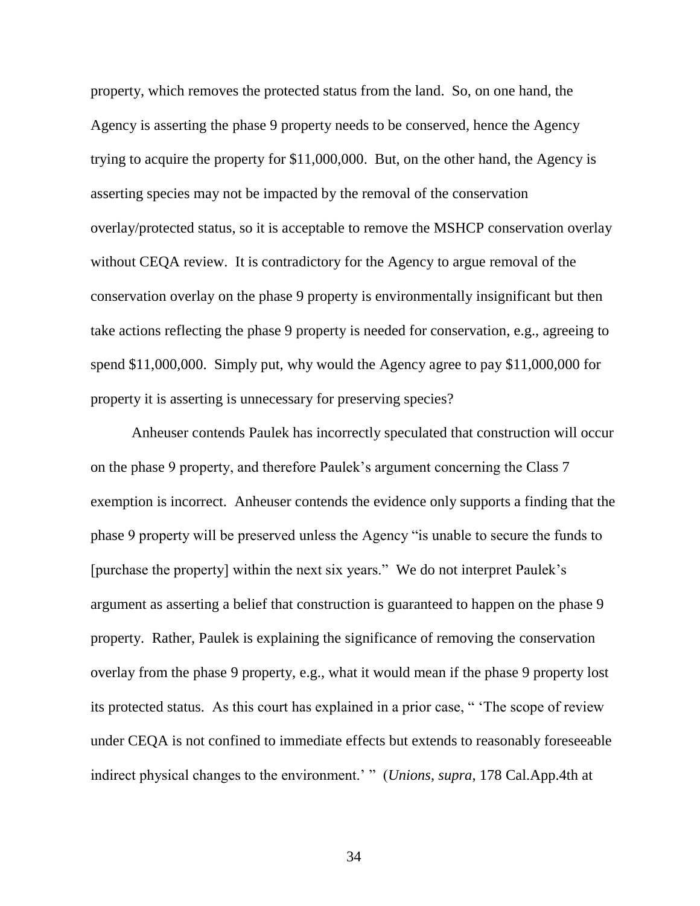property, which removes the protected status from the land. So, on one hand, the Agency is asserting the phase 9 property needs to be conserved, hence the Agency trying to acquire the property for $11,000,000. But, on the other hand, the Agency is asserting species may not be impacted by the removal of the conservation overlay/protected status, so it is acceptable to remove the MSHCP conservation overlay without CEQA review. It is contradictory for the Agency to argue removal of the conservation overlay on the phase 9 property is environmentally insignificant but then take actions reflecting the phase 9 property is needed for conservation, e.g., agreeing to spend $11,000,000. Simply put, why would the Agency agree to pay $11,000,000 for property it is asserting is unnecessary for preserving species?

Anheuser contends Paulek has incorrectly speculated that construction will occur on the phase 9 property, and therefore Paulek's argument concerning the Class 7 exemption is incorrect. Anheuser contends the evidence only supports a finding that the phase 9 property will be preserved unless the Agency "is unable to secure the funds to [purchase the property] within the next six years." We do not interpret Paulek's argument as asserting a belief that construction is guaranteed to happen on the phase 9 property. Rather, Paulek is explaining the significance of removing the conservation overlay from the phase 9 property, e.g., what it would mean if the phase 9 property lost its protected status. As this court has explained in a prior case, " 'The scope of review under CEQA is not confined to immediate effects but extends to reasonably foreseeable indirect physical changes to the environment.' " (*Unions*, *supra*, 178 Cal.App.4th at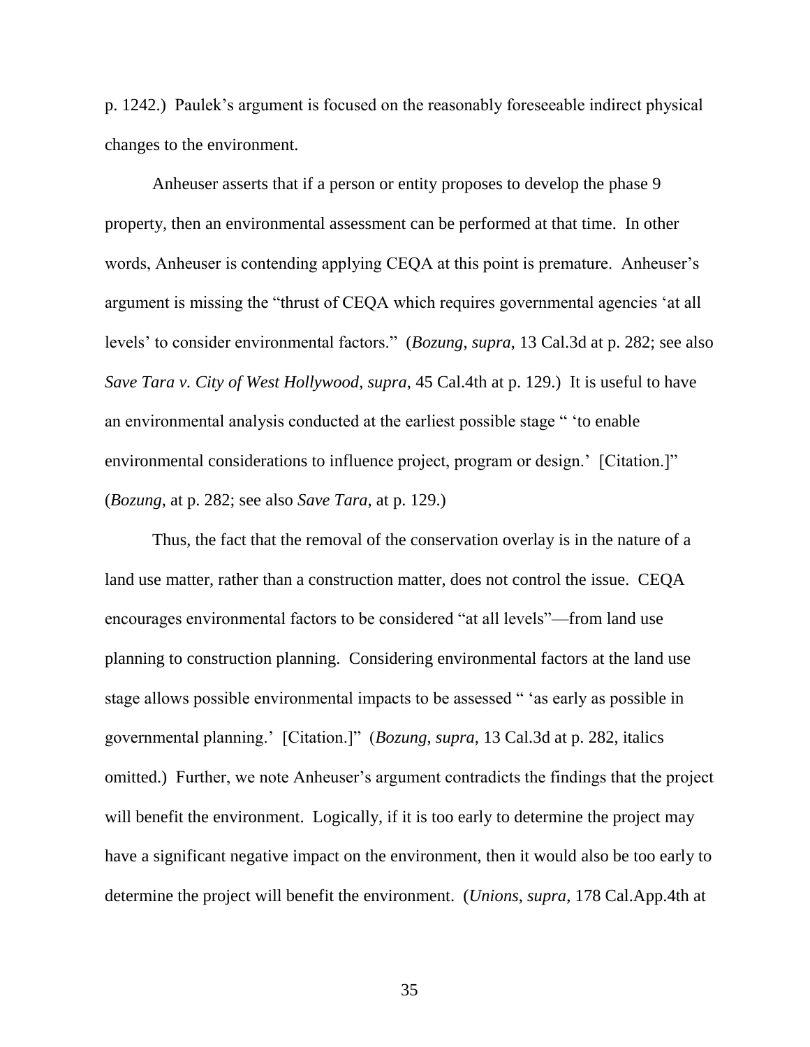p. 1242.) Paulek's argument is focused on the reasonably foreseeable indirect physical changes to the environment.

Anheuser asserts that if a person or entity proposes to develop the phase 9 property, then an environmental assessment can be performed at that time. In other words, Anheuser is contending applying CEQA at this point is premature. Anheuser's argument is missing the "thrust of CEQA which requires governmental agencies 'at all levels' to consider environmental factors." (*Bozung*, *supra*, 13 Cal.3d at p. 282; see also *Save Tara v. City of West Hollywood*, *supra*, 45 Cal.4th at p. 129.) It is useful to have an environmental analysis conducted at the earliest possible stage " 'to enable environmental considerations to influence project, program or design.' [Citation.]" (*Bozung*, at p. 282; see also *Save Tara*, at p. 129.)

Thus, the fact that the removal of the conservation overlay is in the nature of a land use matter, rather than a construction matter, does not control the issue. CEQA encourages environmental factors to be considered "at all levels"—from land use planning to construction planning. Considering environmental factors at the land use stage allows possible environmental impacts to be assessed " 'as early as possible in governmental planning.' [Citation.]" (*Bozung*, *supra*, 13 Cal.3d at p. 282, italics omitted.) Further, we note Anheuser's argument contradicts the findings that the project will benefit the environment. Logically, if it is too early to determine the project may have a significant negative impact on the environment, then it would also be too early to determine the project will benefit the environment. (*Unions*, *supra*, 178 Cal.App.4th at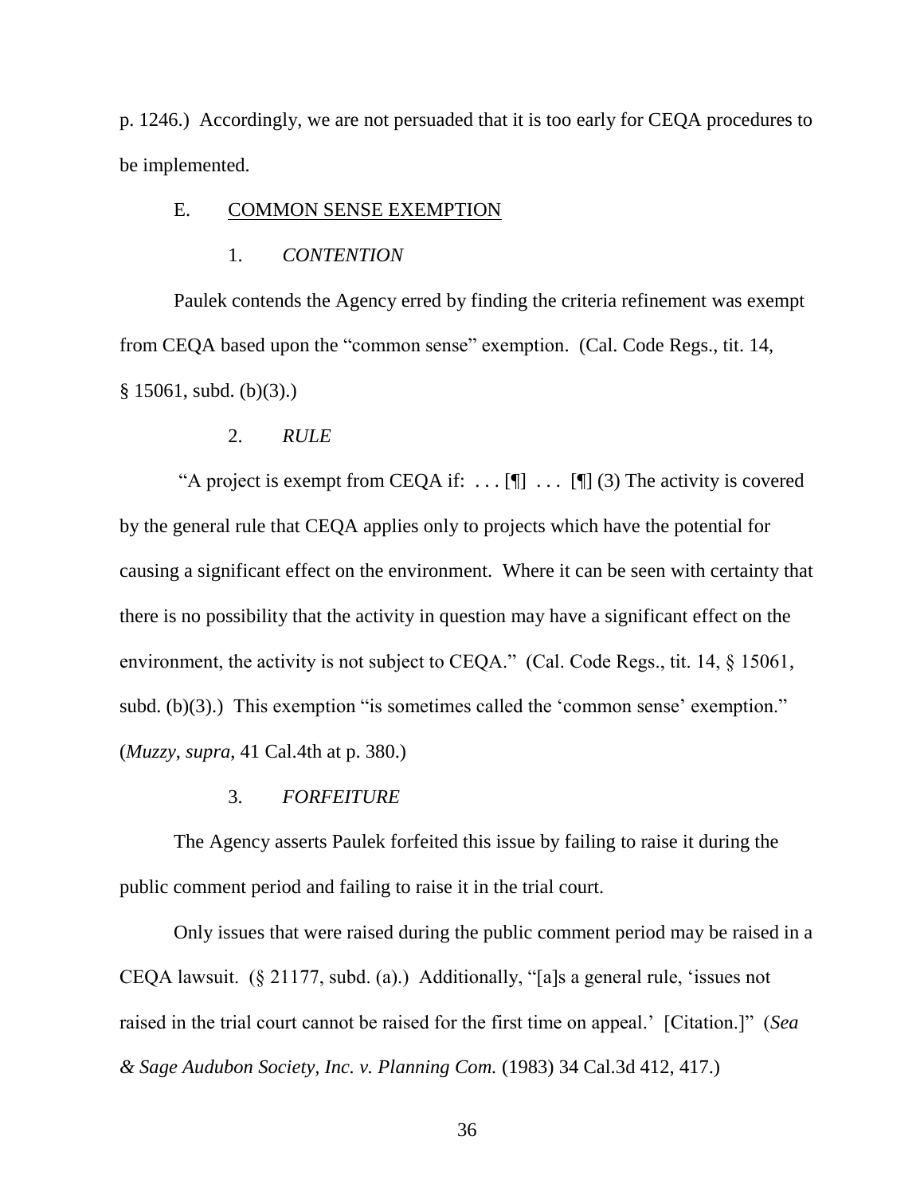p. 1246.) Accordingly, we are not persuaded that it is too early for CEQA procedures to be implemented.

### E. COMMON SENSE EXEMPTION

#### 1. *CONTENTION*

Paulek contends the Agency erred by finding the criteria refinement was exempt from CEQA based upon the "common sense" exemption. (Cal. Code Regs., tit. 14, § 15061, subd. (b)(3).)

#### 2. *RULE*

"A project is exempt from CEQA if: . . . [¶] . . . [¶] (3) The activity is covered by the general rule that CEQA applies only to projects which have the potential for causing a significant effect on the environment. Where it can be seen with certainty that there is no possibility that the activity in question may have a significant effect on the environment, the activity is not subject to CEQA." (Cal. Code Regs., tit. 14, § 15061, subd. (b)(3).) This exemption "is sometimes called the 'common sense' exemption." (*Muzzy*, *supra*, 41 Cal.4th at p. 380.)

#### 3. *FORFEITURE*

The Agency asserts Paulek forfeited this issue by failing to raise it during the public comment period and failing to raise it in the trial court.

Only issues that were raised during the public comment period may be raised in a CEQA lawsuit. (§ 21177, subd. (a).) Additionally, "[a]s a general rule, 'issues not raised in the trial court cannot be raised for the first time on appeal.' [Citation.]" (*Sea & Sage Audubon Society, Inc. v. Planning Com.* (1983) 34 Cal.3d 412, 417.)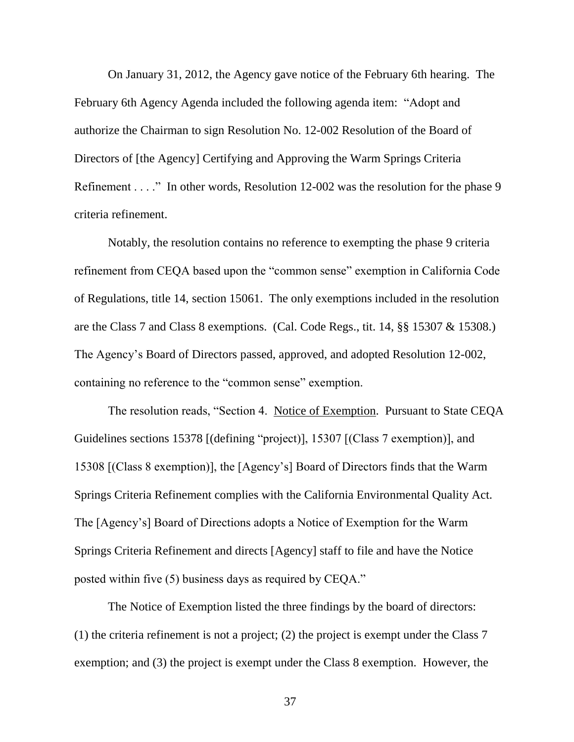On January 31, 2012, the Agency gave notice of the February 6th hearing. The February 6th Agency Agenda included the following agenda item: "Adopt and authorize the Chairman to sign Resolution No. 12-002 Resolution of the Board of Directors of [the Agency] Certifying and Approving the Warm Springs Criteria Refinement . . . ." In other words, Resolution 12-002 was the resolution for the phase 9 criteria refinement.

Notably, the resolution contains no reference to exempting the phase 9 criteria refinement from CEQA based upon the "common sense" exemption in California Code of Regulations, title 14, section 15061. The only exemptions included in the resolution are the Class 7 and Class 8 exemptions. (Cal. Code Regs., tit. 14, §§ 15307 & 15308.) The Agency's Board of Directors passed, approved, and adopted Resolution 12-002, containing no reference to the "common sense" exemption.

The resolution reads, "Section 4. Notice of Exemption. Pursuant to State CEQA Guidelines sections 15378 [(defining "project)], 15307 [(Class 7 exemption)], and 15308 [(Class 8 exemption)], the [Agency's] Board of Directors finds that the Warm Springs Criteria Refinement complies with the California Environmental Quality Act. The [Agency's] Board of Directions adopts a Notice of Exemption for the Warm Springs Criteria Refinement and directs [Agency] staff to file and have the Notice posted within five (5) business days as required by CEQA."

The Notice of Exemption listed the three findings by the board of directors: (1) the criteria refinement is not a project; (2) the project is exempt under the Class 7 exemption; and (3) the project is exempt under the Class 8 exemption. However, the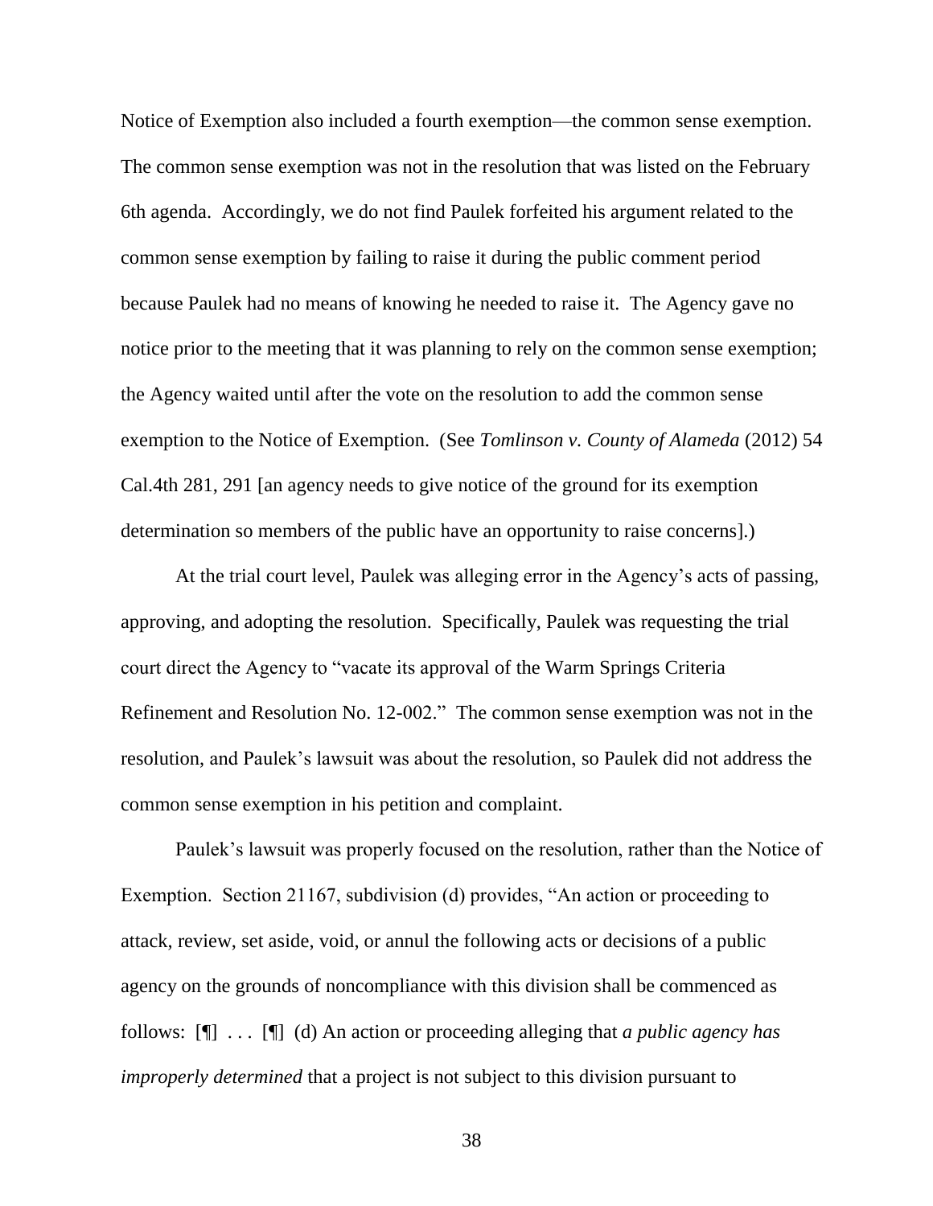Notice of Exemption also included a fourth exemption—the common sense exemption. The common sense exemption was not in the resolution that was listed on the February 6th agenda. Accordingly, we do not find Paulek forfeited his argument related to the common sense exemption by failing to raise it during the public comment period because Paulek had no means of knowing he needed to raise it. The Agency gave no notice prior to the meeting that it was planning to rely on the common sense exemption; the Agency waited until after the vote on the resolution to add the common sense exemption to the Notice of Exemption. (See *Tomlinson v. County of Alameda* (2012) 54 Cal.4th 281, 291 [an agency needs to give notice of the ground for its exemption determination so members of the public have an opportunity to raise concerns].)

At the trial court level, Paulek was alleging error in the Agency's acts of passing, approving, and adopting the resolution. Specifically, Paulek was requesting the trial court direct the Agency to "vacate its approval of the Warm Springs Criteria Refinement and Resolution No. 12-002." The common sense exemption was not in the resolution, and Paulek's lawsuit was about the resolution, so Paulek did not address the common sense exemption in his petition and complaint.

Paulek's lawsuit was properly focused on the resolution, rather than the Notice of Exemption. Section 21167, subdivision (d) provides, "An action or proceeding to attack, review, set aside, void, or annul the following acts or decisions of a public agency on the grounds of noncompliance with this division shall be commenced as follows: [¶] . . . [¶] (d) An action or proceeding alleging that *a public agency has improperly determined* that a project is not subject to this division pursuant to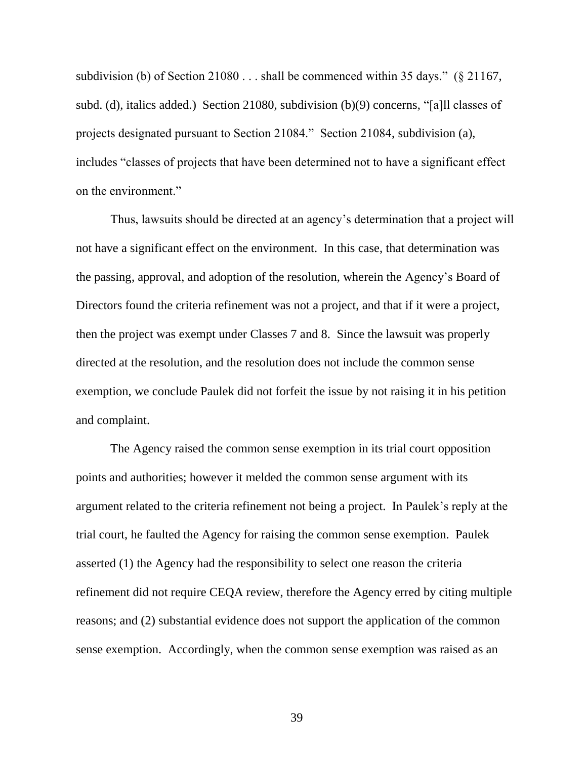subdivision (b) of Section 21080 . . . shall be commenced within 35 days." (§ 21167, subd. (d), italics added.) Section 21080, subdivision (b)(9) concerns, "[a]ll classes of projects designated pursuant to Section 21084." Section 21084, subdivision (a), includes "classes of projects that have been determined not to have a significant effect on the environment."

Thus, lawsuits should be directed at an agency's determination that a project will not have a significant effect on the environment. In this case, that determination was the passing, approval, and adoption of the resolution, wherein the Agency's Board of Directors found the criteria refinement was not a project, and that if it were a project, then the project was exempt under Classes 7 and 8. Since the lawsuit was properly directed at the resolution, and the resolution does not include the common sense exemption, we conclude Paulek did not forfeit the issue by not raising it in his petition and complaint.

The Agency raised the common sense exemption in its trial court opposition points and authorities; however it melded the common sense argument with its argument related to the criteria refinement not being a project. In Paulek's reply at the trial court, he faulted the Agency for raising the common sense exemption. Paulek asserted (1) the Agency had the responsibility to select one reason the criteria refinement did not require CEQA review, therefore the Agency erred by citing multiple reasons; and (2) substantial evidence does not support the application of the common sense exemption. Accordingly, when the common sense exemption was raised as an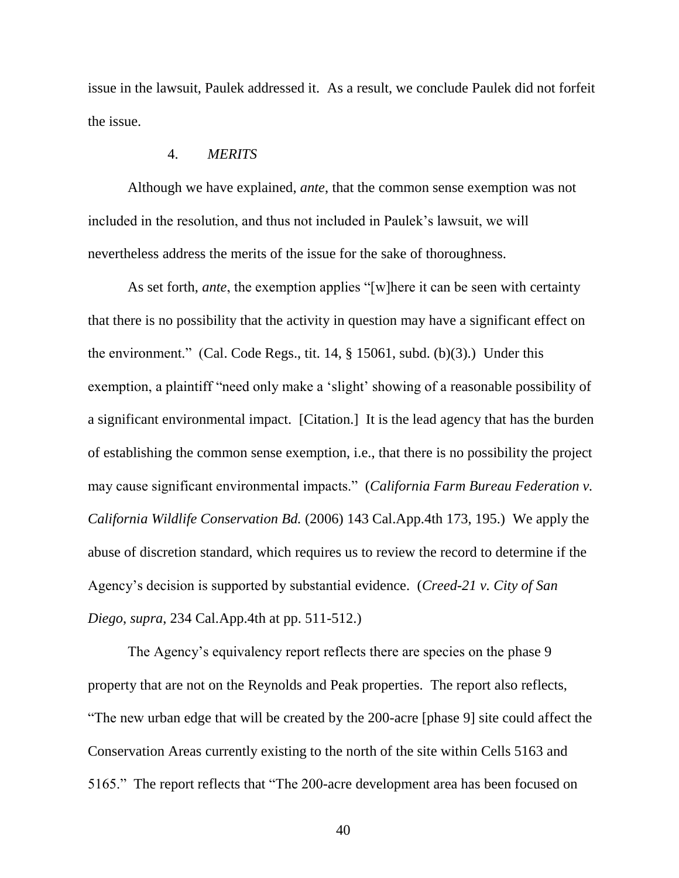issue in the lawsuit, Paulek addressed it. As a result, we conclude Paulek did not forfeit the issue.

4. *MERITS*

Although we have explained, *ante*, that the common sense exemption was not included in the resolution, and thus not included in Paulek's lawsuit, we will nevertheless address the merits of the issue for the sake of thoroughness.

As set forth, *ante*, the exemption applies "[w]here it can be seen with certainty that there is no possibility that the activity in question may have a significant effect on the environment." (Cal. Code Regs., tit. 14, § 15061, subd. (b)(3).) Under this exemption, a plaintiff "need only make a 'slight' showing of a reasonable possibility of a significant environmental impact. [Citation.] It is the lead agency that has the burden of establishing the common sense exemption, i.e., that there is no possibility the project may cause significant environmental impacts." (*California Farm Bureau Federation v. California Wildlife Conservation Bd.* (2006) 143 Cal.App.4th 173, 195.) We apply the abuse of discretion standard, which requires us to review the record to determine if the Agency's decision is supported by substantial evidence. (*Creed-21 v. City of San Diego*, *supra*, 234 Cal.App.4th at pp. 511-512.)

The Agency's equivalency report reflects there are species on the phase 9 property that are not on the Reynolds and Peak properties. The report also reflects, "The new urban edge that will be created by the 200-acre [phase 9] site could affect the Conservation Areas currently existing to the north of the site within Cells 5163 and 5165." The report reflects that "The 200-acre development area has been focused on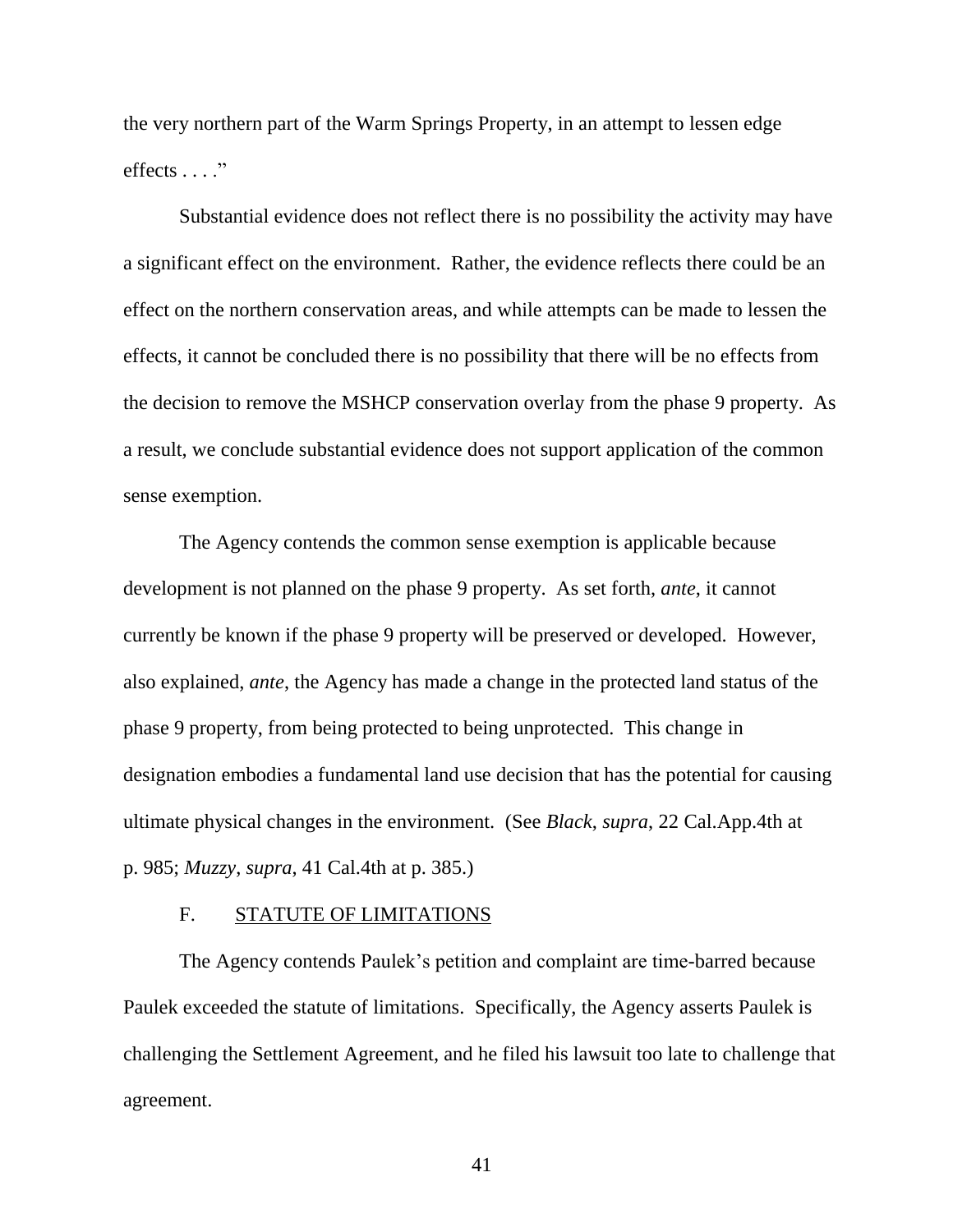the very northern part of the Warm Springs Property, in an attempt to lessen edge effects . . . ."

Substantial evidence does not reflect there is no possibility the activity may have a significant effect on the environment. Rather, the evidence reflects there could be an effect on the northern conservation areas, and while attempts can be made to lessen the effects, it cannot be concluded there is no possibility that there will be no effects from the decision to remove the MSHCP conservation overlay from the phase 9 property. As a result, we conclude substantial evidence does not support application of the common sense exemption.

The Agency contends the common sense exemption is applicable because development is not planned on the phase 9 property. As set forth, *ante*, it cannot currently be known if the phase 9 property will be preserved or developed. However, also explained, *ante*, the Agency has made a change in the protected land status of the phase 9 property, from being protected to being unprotected. This change in designation embodies a fundamental land use decision that has the potential for causing ultimate physical changes in the environment. (See *Black*, *supra*, 22 Cal.App.4th at p. 985; *Muzzy*, *supra*, 41 Cal.4th at p. 385.)

F. STATUTE OF LIMITATIONS

The Agency contends Paulek's petition and complaint are time-barred because Paulek exceeded the statute of limitations. Specifically, the Agency asserts Paulek is challenging the Settlement Agreement, and he filed his lawsuit too late to challenge that agreement.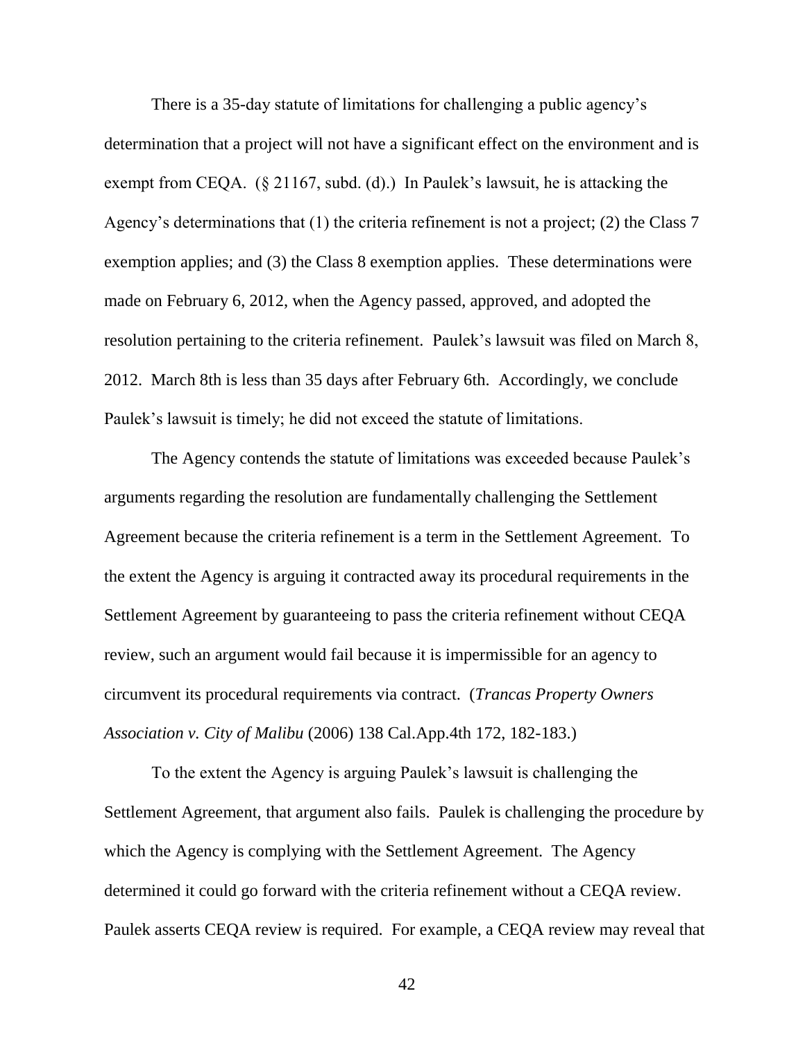There is a 35-day statute of limitations for challenging a public agency's determination that a project will not have a significant effect on the environment and is exempt from CEQA. (§ 21167, subd. (d).) In Paulek's lawsuit, he is attacking the Agency's determinations that (1) the criteria refinement is not a project; (2) the Class 7 exemption applies; and (3) the Class 8 exemption applies. These determinations were made on February 6, 2012, when the Agency passed, approved, and adopted the resolution pertaining to the criteria refinement. Paulek's lawsuit was filed on March 8, 2012. March 8th is less than 35 days after February 6th. Accordingly, we conclude Paulek's lawsuit is timely; he did not exceed the statute of limitations.

The Agency contends the statute of limitations was exceeded because Paulek's arguments regarding the resolution are fundamentally challenging the Settlement Agreement because the criteria refinement is a term in the Settlement Agreement. To the extent the Agency is arguing it contracted away its procedural requirements in the Settlement Agreement by guaranteeing to pass the criteria refinement without CEQA review, such an argument would fail because it is impermissible for an agency to circumvent its procedural requirements via contract. (*Trancas Property Owners Association v. City of Malibu* (2006) 138 Cal.App.4th 172, 182-183.)

To the extent the Agency is arguing Paulek's lawsuit is challenging the Settlement Agreement, that argument also fails. Paulek is challenging the procedure by which the Agency is complying with the Settlement Agreement. The Agency determined it could go forward with the criteria refinement without a CEQA review. Paulek asserts CEQA review is required. For example, a CEQA review may reveal that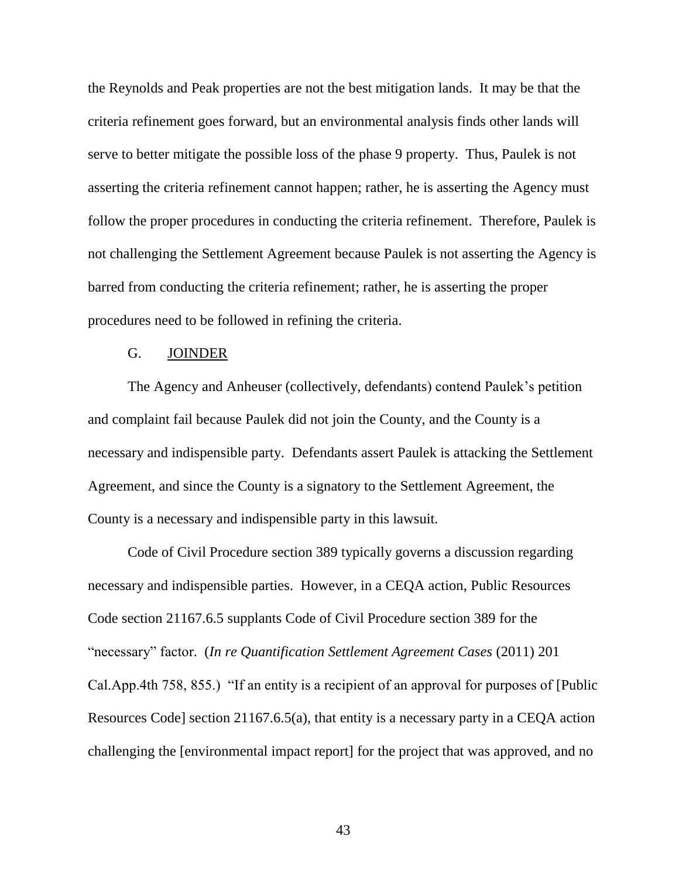the Reynolds and Peak properties are not the best mitigation lands. It may be that the criteria refinement goes forward, but an environmental analysis finds other lands will serve to better mitigate the possible loss of the phase 9 property. Thus, Paulek is not asserting the criteria refinement cannot happen; rather, he is asserting the Agency must follow the proper procedures in conducting the criteria refinement. Therefore, Paulek is not challenging the Settlement Agreement because Paulek is not asserting the Agency is barred from conducting the criteria refinement; rather, he is asserting the proper procedures need to be followed in refining the criteria.

### G. JOINDER

The Agency and Anheuser (collectively, defendants) contend Paulek's petition and complaint fail because Paulek did not join the County, and the County is a necessary and indispensible party. Defendants assert Paulek is attacking the Settlement Agreement, and since the County is a signatory to the Settlement Agreement, the County is a necessary and indispensible party in this lawsuit.

Code of Civil Procedure section 389 typically governs a discussion regarding necessary and indispensible parties. However, in a CEQA action, Public Resources Code section 21167.6.5 supplants Code of Civil Procedure section 389 for the "necessary" factor. (*In re Quantification Settlement Agreement Cases* (2011) 201 Cal.App.4th 758, 855.) "If an entity is a recipient of an approval for purposes of [Public Resources Code] section 21167.6.5(a), that entity is a necessary party in a CEQA action challenging the [environmental impact report] for the project that was approved, and no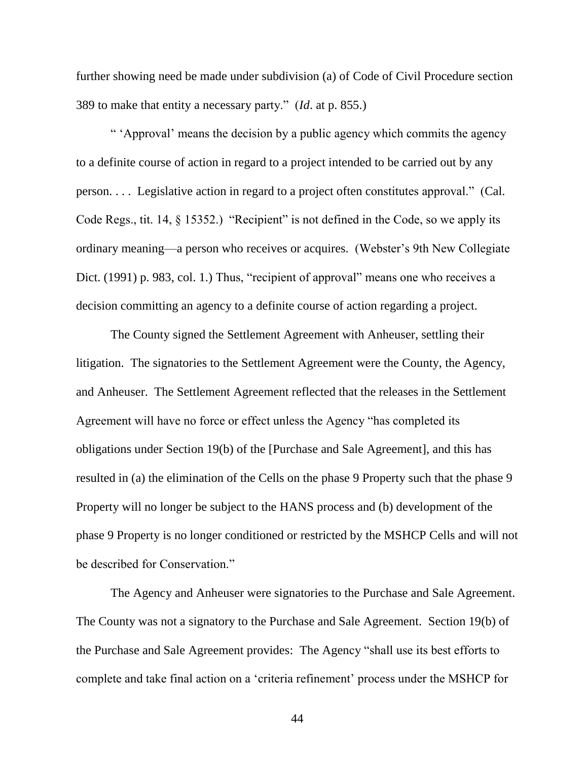further showing need be made under subdivision (a) of Code of Civil Procedure section 389 to make that entity a necessary party." (*Id*. at p. 855.)

" 'Approval' means the decision by a public agency which commits the agency to a definite course of action in regard to a project intended to be carried out by any person. . . . Legislative action in regard to a project often constitutes approval." (Cal. Code Regs., tit. 14, § 15352.) "Recipient" is not defined in the Code, so we apply its ordinary meaning—a person who receives or acquires. (Webster's 9th New Collegiate Dict. (1991) p. 983, col. 1.) Thus, "recipient of approval" means one who receives a decision committing an agency to a definite course of action regarding a project.

The County signed the Settlement Agreement with Anheuser, settling their litigation. The signatories to the Settlement Agreement were the County, the Agency, and Anheuser. The Settlement Agreement reflected that the releases in the Settlement Agreement will have no force or effect unless the Agency "has completed its obligations under Section 19(b) of the [Purchase and Sale Agreement], and this has resulted in (a) the elimination of the Cells on the phase 9 Property such that the phase 9 Property will no longer be subject to the HANS process and (b) development of the phase 9 Property is no longer conditioned or restricted by the MSHCP Cells and will not be described for Conservation."

The Agency and Anheuser were signatories to the Purchase and Sale Agreement. The County was not a signatory to the Purchase and Sale Agreement. Section 19(b) of the Purchase and Sale Agreement provides: The Agency "shall use its best efforts to complete and take final action on a 'criteria refinement' process under the MSHCP for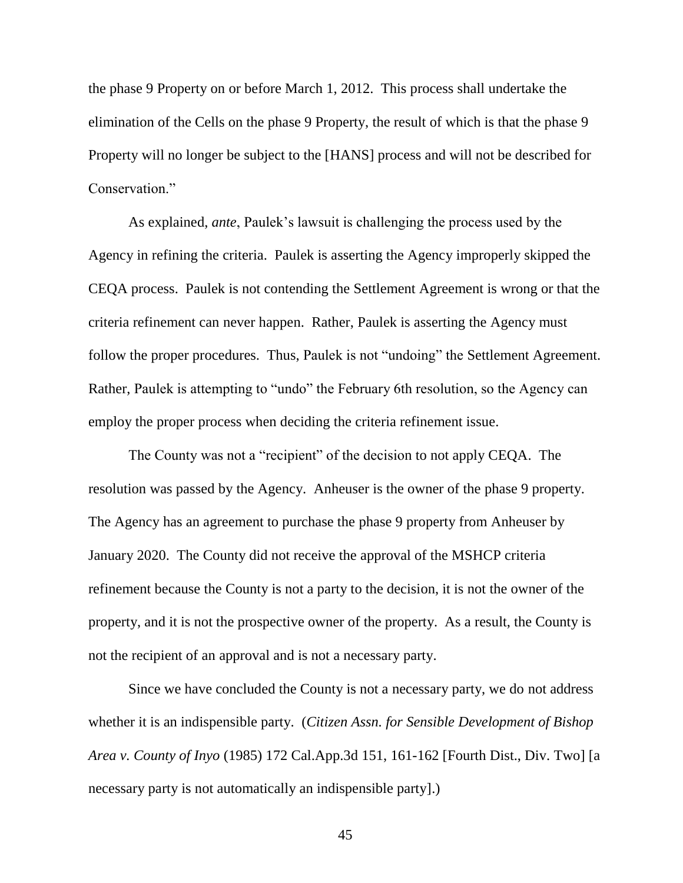the phase 9 Property on or before March 1, 2012. This process shall undertake the elimination of the Cells on the phase 9 Property, the result of which is that the phase 9 Property will no longer be subject to the [HANS] process and will not be described for Conservation."

As explained, *ante*, Paulek's lawsuit is challenging the process used by the Agency in refining the criteria. Paulek is asserting the Agency improperly skipped the CEQA process. Paulek is not contending the Settlement Agreement is wrong or that the criteria refinement can never happen. Rather, Paulek is asserting the Agency must follow the proper procedures. Thus, Paulek is not "undoing" the Settlement Agreement. Rather, Paulek is attempting to "undo" the February 6th resolution, so the Agency can employ the proper process when deciding the criteria refinement issue.

The County was not a "recipient" of the decision to not apply CEQA. The resolution was passed by the Agency. Anheuser is the owner of the phase 9 property. The Agency has an agreement to purchase the phase 9 property from Anheuser by January 2020. The County did not receive the approval of the MSHCP criteria refinement because the County is not a party to the decision, it is not the owner of the property, and it is not the prospective owner of the property. As a result, the County is not the recipient of an approval and is not a necessary party.

Since we have concluded the County is not a necessary party, we do not address whether it is an indispensible party. (*Citizen Assn. for Sensible Development of Bishop Area v. County of Inyo* (1985) 172 Cal.App.3d 151, 161-162 [Fourth Dist., Div. Two] [a necessary party is not automatically an indispensible party].)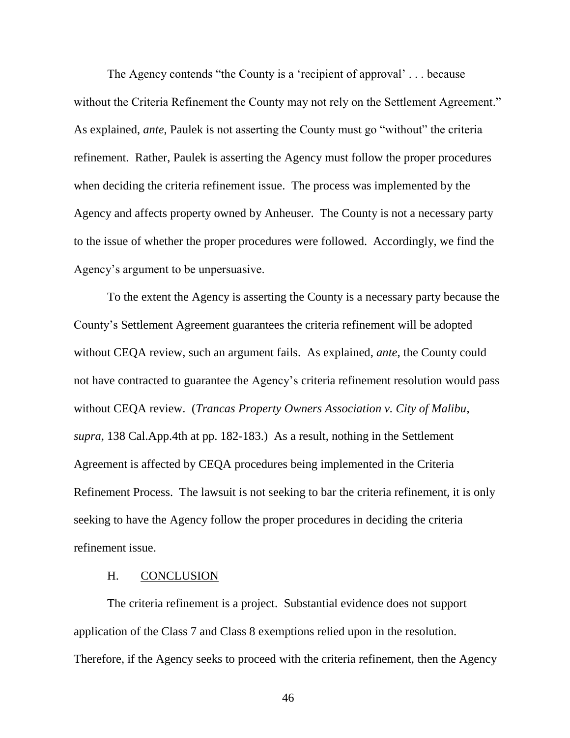The Agency contends "the County is a 'recipient of approval' . . . because without the Criteria Refinement the County may not rely on the Settlement Agreement." As explained, *ante*, Paulek is not asserting the County must go "without" the criteria refinement. Rather, Paulek is asserting the Agency must follow the proper procedures when deciding the criteria refinement issue. The process was implemented by the Agency and affects property owned by Anheuser. The County is not a necessary party to the issue of whether the proper procedures were followed. Accordingly, we find the Agency's argument to be unpersuasive.

To the extent the Agency is asserting the County is a necessary party because the County's Settlement Agreement guarantees the criteria refinement will be adopted without CEQA review, such an argument fails. As explained, *ante*, the County could not have contracted to guarantee the Agency's criteria refinement resolution would pass without CEQA review. (*Trancas Property Owners Association v. City of Malibu*, *supra*, 138 Cal.App.4th at pp. 182-183.) As a result, nothing in the Settlement Agreement is affected by CEQA procedures being implemented in the Criteria Refinement Process. The lawsuit is not seeking to bar the criteria refinement, it is only seeking to have the Agency follow the proper procedures in deciding the criteria refinement issue.

## H. CONCLUSION

The criteria refinement is a project. Substantial evidence does not support application of the Class 7 and Class 8 exemptions relied upon in the resolution. Therefore, if the Agency seeks to proceed with the criteria refinement, then the Agency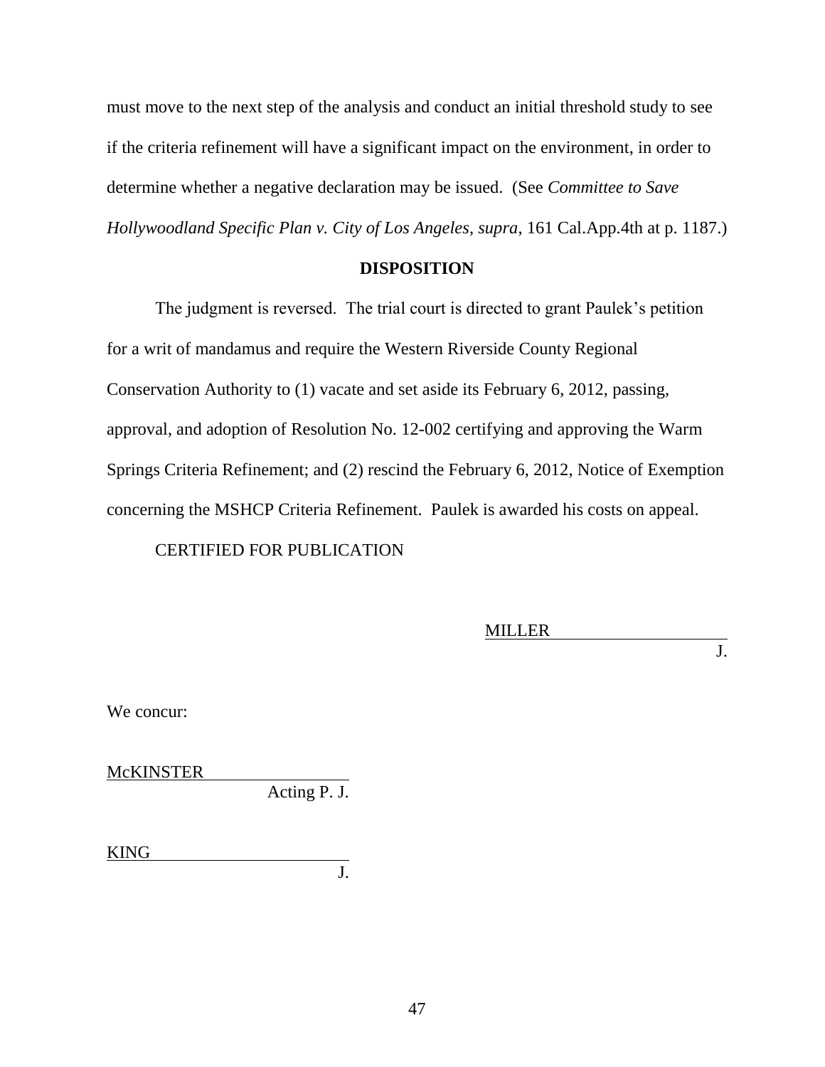must move to the next step of the analysis and conduct an initial threshold study to see if the criteria refinement will have a significant impact on the environment, in order to determine whether a negative declaration may be issued. (See *Committee to Save Hollywoodland Specific Plan v. City of Los Angeles*, *supra*, 161 Cal.App.4th at p. 1187.)

**DISPOSITION**

The judgment is reversed. The trial court is directed to grant Paulek's petition for a writ of mandamus and require the Western Riverside County Regional Conservation Authority to (1) vacate and set aside its February 6, 2012, passing, approval, and adoption of Resolution No. 12-002 certifying and approving the Warm Springs Criteria Refinement; and (2) rescind the February 6, 2012, Notice of Exemption concerning the MSHCP Criteria Refinement. Paulek is awarded his costs on appeal.

CERTIFIED FOR PUBLICATION

MILLER
J.

We concur:

McKINSTER
Acting P. J.

KING
J.